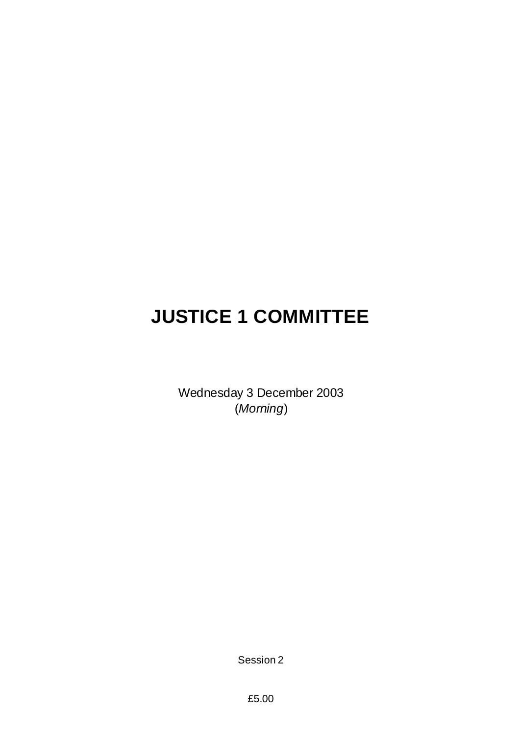# JUSTICE 1 COMMITTEE

Wednesday 3 December 2003
(*Morning*)

Session 2

£5.00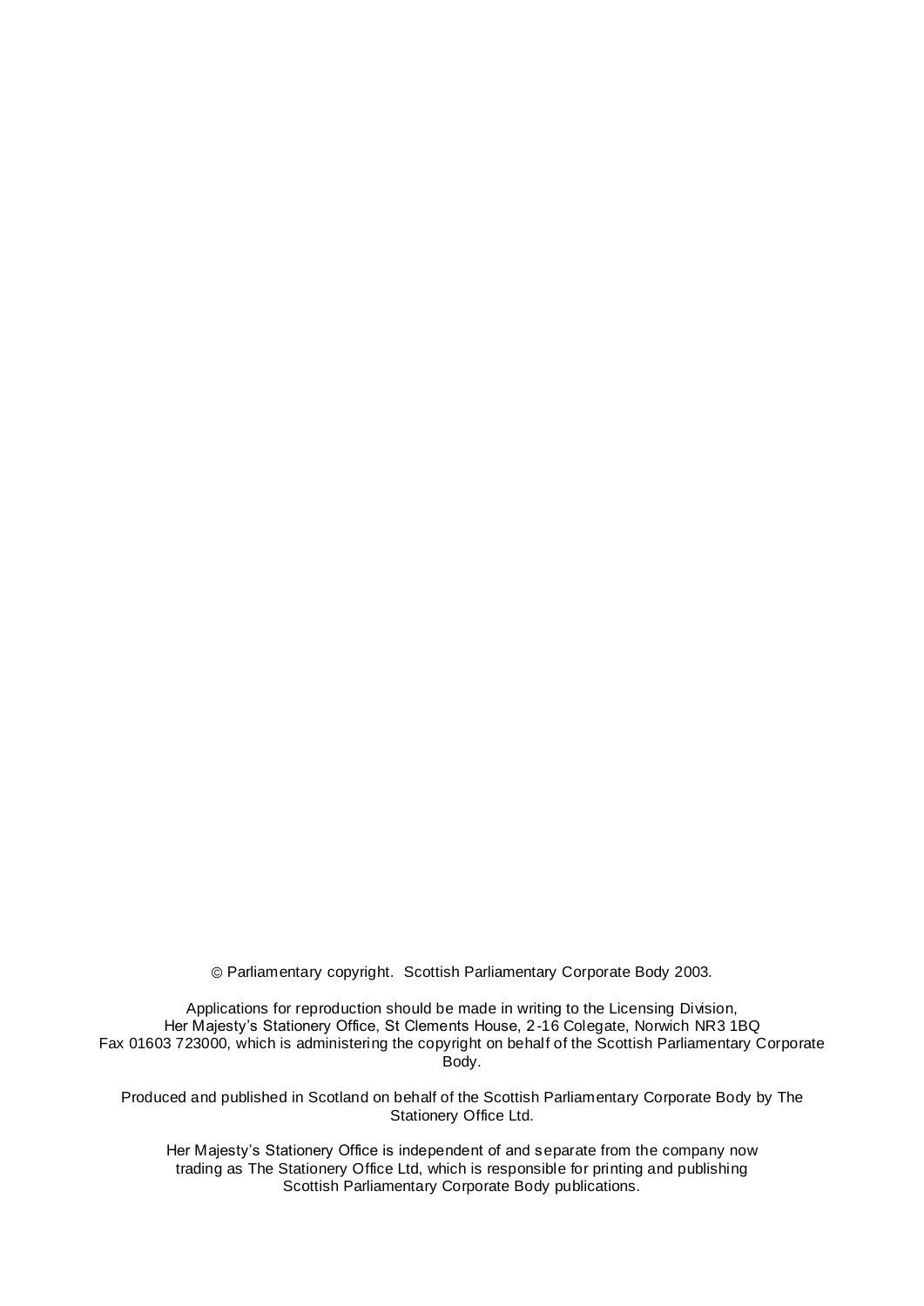© Parliamentary copyright. Scottish Parliamentary Corporate Body 2003.

Applications for reproduction should be made in writing to the Licensing Division, Her Majesty's Stationery Office, St Clements House, 2-16 Colegate, Norwich NR3 1BQ Fax 01603 723000, which is administering the copyright on behalf of the Scottish Parliamentary Corporate Body.

Produced and published in Scotland on behalf of the Scottish Parliamentary Corporate Body by The Stationery Office Ltd.

Her Majesty's Stationery Office is independent of and separate from the company now trading as The Stationery Office Ltd, which is responsible for printing and publishing Scottish Parliamentary Corporate Body publications.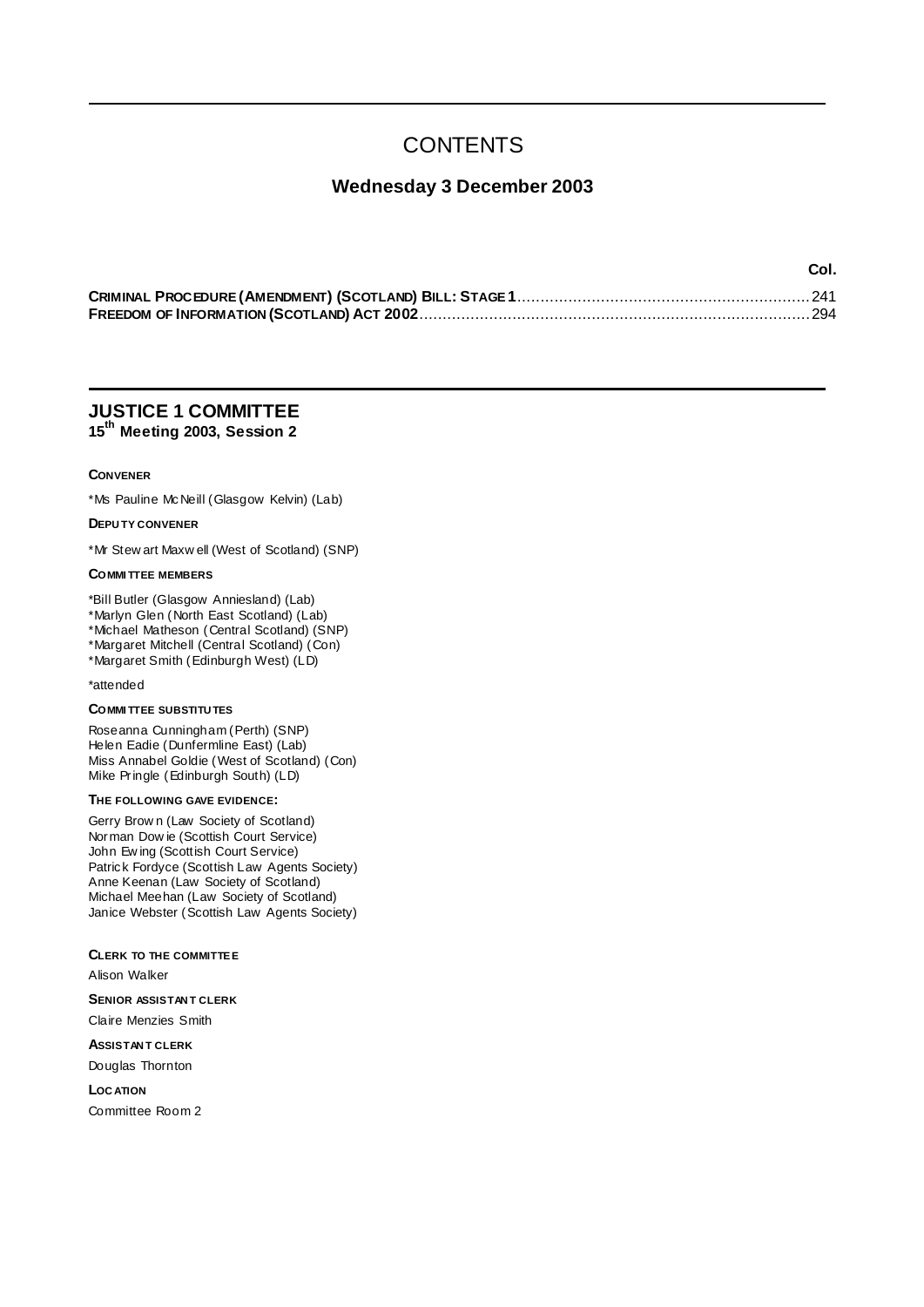# CONTENTS

## Wednesday 3 December 2003

| | Col. |
|---|---|
| **CRIMINAL PROCEDURE (AMENDMENT) (SCOTLAND) BILL: STAGE 1** | 241 |
| **FREEDOM OF INFORMATION (SCOTLAND) ACT 2002** | 294 |

## JUSTICE 1 COMMITTEE
**15th Meeting 2003, Session 2**

**CONVENER**

*Ms Pauline McNeill (Glasgow Kelvin) (Lab)

**DEPUTY CONVENER**

*Mr Stewart Maxwell (West of Scotland) (SNP)

**COMMITTEE MEMBERS**

*Bill Butler (Glasgow Anniesland) (Lab)
*Marlyn Glen (North East Scotland) (Lab)
*Michael Matheson (Central Scotland) (SNP)
*Margaret Mitchell (Central Scotland) (Con)
*Margaret Smith (Edinburgh West) (LD)

*attended

**COMMITTEE SUBSTITUTES**

Roseanna Cunningham (Perth) (SNP)
Helen Eadie (Dunfermline East) (Lab)
Miss Annabel Goldie (West of Scotland) (Con)
Mike Pringle (Edinburgh South) (LD)

**THE FOLLOWING GAVE EVIDENCE:**

Gerry Brown (Law Society of Scotland)
Norman Dowie (Scottish Court Service)
John Ewing (Scottish Court Service)
Patrick Fordyce (Scottish Law Agents Society)
Anne Keenan (Law Society of Scotland)
Michael Meehan (Law Society of Scotland)
Janice Webster (Scottish Law Agents Society)

**CLERK TO THE COMMITTEE**

Alison Walker

**SENIOR ASSISTANT CLERK**

Claire Menzies Smith

**ASSISTANT CLERK**

Douglas Thornton

**LOCATION**

Committee Room 2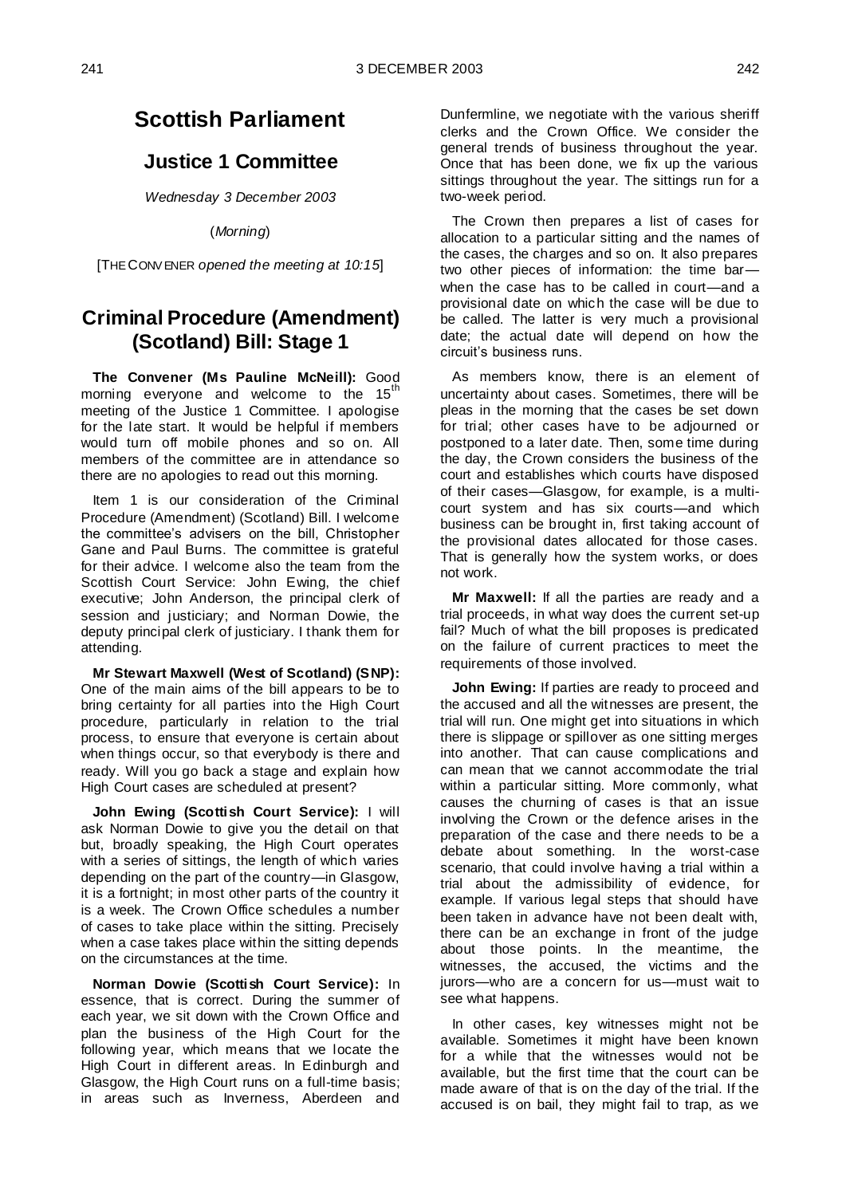# Scottish Parliament

## Justice 1 Committee

*Wednesday 3 December 2003*

(*Morning*)

[THE CONVENER *opened the meeting at 10:15*]

## Criminal Procedure (Amendment) (Scotland) Bill: Stage 1

**The Convener (Ms Pauline McNeill):** Good morning everyone and welcome to the 15th meeting of the Justice 1 Committee. I apologise for the late start. It would be helpful if members would turn off mobile phones and so on. All members of the committee are in attendance so there are no apologies to read out this morning.

Item 1 is our consideration of the Criminal Procedure (Amendment) (Scotland) Bill. I welcome the committee's advisers on the bill, Christopher Gane and Paul Burns. The committee is grateful for their advice. I welcome also the team from the Scottish Court Service: John Ewing, the chief executive; John Anderson, the principal clerk of session and justiciary; and Norman Dowie, the deputy principal clerk of justiciary. I thank them for attending.

**Mr Stewart Maxwell (West of Scotland) (SNP):** One of the main aims of the bill appears to be to bring certainty for all parties into the High Court procedure, particularly in relation to the trial process, to ensure that everyone is certain about when things occur, so that everybody is there and ready. Will you go back a stage and explain how High Court cases are scheduled at present?

**John Ewing (Scottish Court Service):** I will ask Norman Dowie to give you the detail on that but, broadly speaking, the High Court operates with a series of sittings, the length of which varies depending on the part of the country—in Glasgow, it is a fortnight; in most other parts of the country it is a week. The Crown Office schedules a number of cases to take place within the sitting. Precisely when a case takes place within the sitting depends on the circumstances at the time.

**Norman Dowie (Scottish Court Service):** In essence, that is correct. During the summer of each year, we sit down with the Crown Office and plan the business of the High Court for the following year, which means that we locate the High Court in different areas. In Edinburgh and Glasgow, the High Court runs on a full-time basis; in areas such as Inverness, Aberdeen and Dunfermline, we negotiate with the various sheriff clerks and the Crown Office. We consider the general trends of business throughout the year. Once that has been done, we fix up the various sittings throughout the year. The sittings run for a two-week period.

The Crown then prepares a list of cases for allocation to a particular sitting and the names of the cases, the charges and so on. It also prepares two other pieces of information: the time bar—when the case has to be called in court—and a provisional date on which the case will be due to be called. The latter is very much a provisional date; the actual date will depend on how the circuit's business runs.

As members know, there is an element of uncertainty about cases. Sometimes, there will be pleas in the morning that the cases be set down for trial; other cases have to be adjourned or postponed to a later date. Then, some time during the day, the Crown considers the business of the court and establishes which courts have disposed of their cases—Glasgow, for example, is a multi-court system and has six courts—and which business can be brought in, first taking account of the provisional dates allocated for those cases. That is generally how the system works, or does not work.

**Mr Maxwell:** If all the parties are ready and a trial proceeds, in what way does the current set-up fail? Much of what the bill proposes is predicated on the failure of current practices to meet the requirements of those involved.

**John Ewing:** If parties are ready to proceed and the accused and all the witnesses are present, the trial will run. One might get into situations in which there is slippage or spillover as one sitting merges into another. That can cause complications and can mean that we cannot accommodate the trial within a particular sitting. More commonly, what causes the churning of cases is that an issue involving the Crown or the defence arises in the preparation of the case and there needs to be a debate about something. In the worst-case scenario, that could involve having a trial within a trial about the admissibility of evidence, for example. If various legal steps that should have been taken in advance have not been dealt with, there can be an exchange in front of the judge about those points. In the meantime, the witnesses, the accused, the victims and the jurors—who are a concern for us—must wait to see what happens.

In other cases, key witnesses might not be available. Sometimes it might have been known for a while that the witnesses would not be available, but the first time that the court can be made aware of that is on the day of the trial. If the accused is on bail, they might fail to trap, as we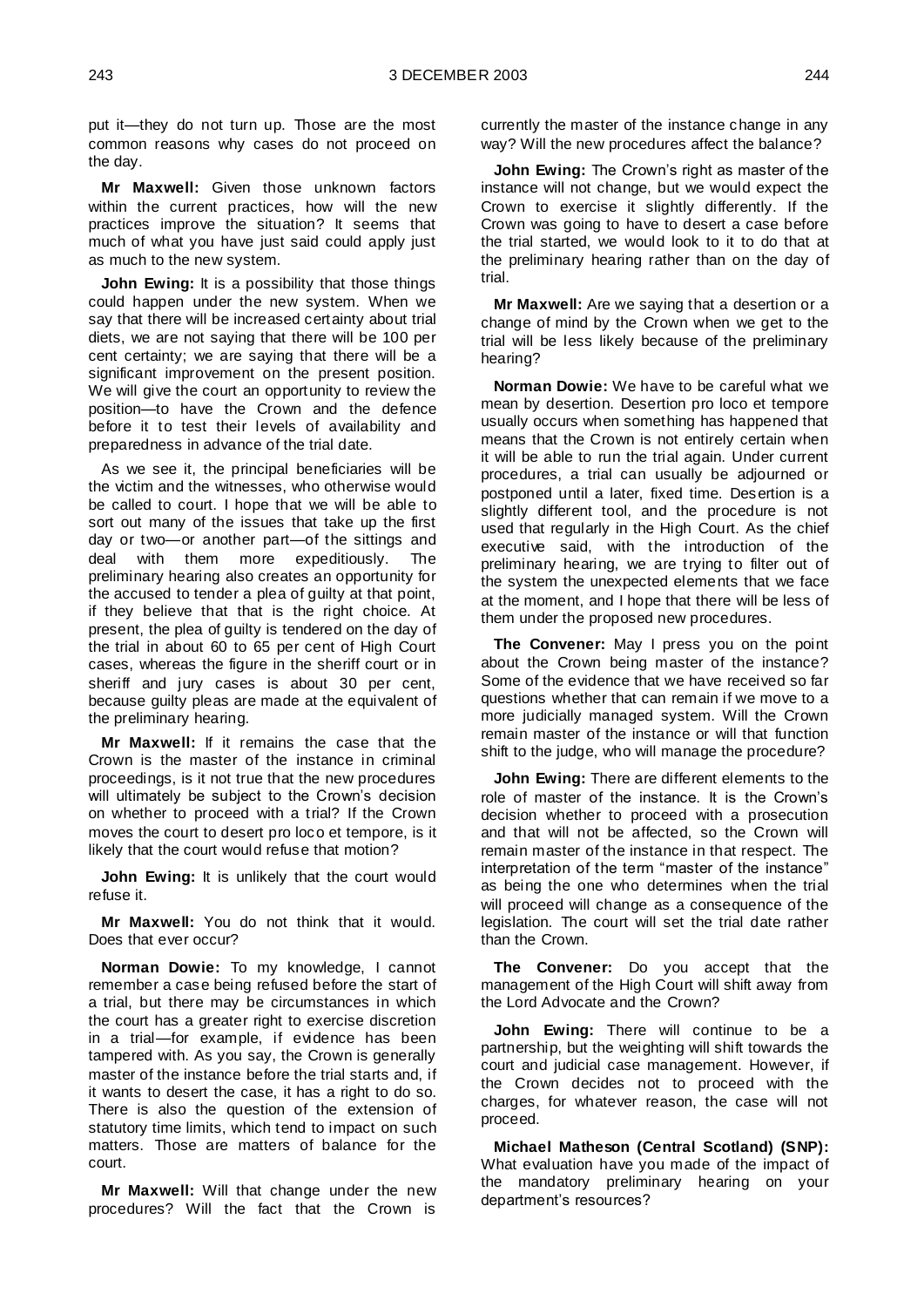put it—they do not turn up. Those are the most common reasons why cases do not proceed on the day.

**Mr Maxwell:** Given those unknown factors within the current practices, how will the new practices improve the situation? It seems that much of what you have just said could apply just as much to the new system.

**John Ewing:** It is a possibility that those things could happen under the new system. When we say that there will be increased certainty about trial diets, we are not saying that there will be 100 per cent certainty; we are saying that there will be a significant improvement on the present position. We will give the court an opportunity to review the position—to have the Crown and the defence before it to test their levels of availability and preparedness in advance of the trial date.

As we see it, the principal beneficiaries will be the victim and the witnesses, who otherwise would be called to court. I hope that we will be able to sort out many of the issues that take up the first day or two—or another part—of the sittings and deal with them more expeditiously. The preliminary hearing also creates an opportunity for the accused to tender a plea of guilty at that point, if they believe that that is the right choice. At present, the plea of guilty is tendered on the day of the trial in about 60 to 65 per cent of High Court cases, whereas the figure in the sheriff court or in sheriff and jury cases is about 30 per cent, because guilty pleas are made at the equivalent of the preliminary hearing.

**Mr Maxwell:** If it remains the case that the Crown is the master of the instance in criminal proceedings, is it not true that the new procedures will ultimately be subject to the Crown's decision on whether to proceed with a trial? If the Crown moves the court to desert pro loco et tempore, is it likely that the court would refuse that motion?

**John Ewing:** It is unlikely that the court would refuse it.

**Mr Maxwell:** You do not think that it would. Does that ever occur?

**Norman Dowie:** To my knowledge, I cannot remember a case being refused before the start of a trial, but there may be circumstances in which the court has a greater right to exercise discretion in a trial—for example, if evidence has been tampered with. As you say, the Crown is generally master of the instance before the trial starts and, if it wants to desert the case, it has a right to do so. There is also the question of the extension of statutory time limits, which tend to impact on such matters. Those are matters of balance for the court.

**Mr Maxwell:** Will that change under the new procedures? Will the fact that the Crown is currently the master of the instance change in any way? Will the new procedures affect the balance?

**John Ewing:** The Crown's right as master of the instance will not change, but we would expect the Crown to exercise it slightly differently. If the Crown was going to have to desert a case before the trial started, we would look to it to do that at the preliminary hearing rather than on the day of trial.

**Mr Maxwell:** Are we saying that a desertion or a change of mind by the Crown when we get to the trial will be less likely because of the preliminary hearing?

**Norman Dowie:** We have to be careful what we mean by desertion. Desertion pro loco et tempore usually occurs when something has happened that means that the Crown is not entirely certain when it will be able to run the trial again. Under current procedures, a trial can usually be adjourned or postponed until a later, fixed time. Desertion is a slightly different tool, and the procedure is not used that regularly in the High Court. As the chief executive said, with the introduction of the preliminary hearing, we are trying to filter out of the system the unexpected elements that we face at the moment, and I hope that there will be less of them under the proposed new procedures.

**The Convener:** May I press you on the point about the Crown being master of the instance? Some of the evidence that we have received so far questions whether that can remain if we move to a more judicially managed system. Will the Crown remain master of the instance or will that function shift to the judge, who will manage the procedure?

**John Ewing:** There are different elements to the role of master of the instance. It is the Crown's decision whether to proceed with a prosecution and that will not be affected, so the Crown will remain master of the instance in that respect. The interpretation of the term "master of the instance" as being the one who determines when the trial will proceed will change as a consequence of the legislation. The court will set the trial date rather than the Crown.

**The Convener:** Do you accept that the management of the High Court will shift away from the Lord Advocate and the Crown?

**John Ewing:** There will continue to be a partnership, but the weighting will shift towards the court and judicial case management. However, if the Crown decides not to proceed with the charges, for whatever reason, the case will not proceed.

**Michael Matheson (Central Scotland) (SNP):** What evaluation have you made of the impact of the mandatory preliminary hearing on your department's resources?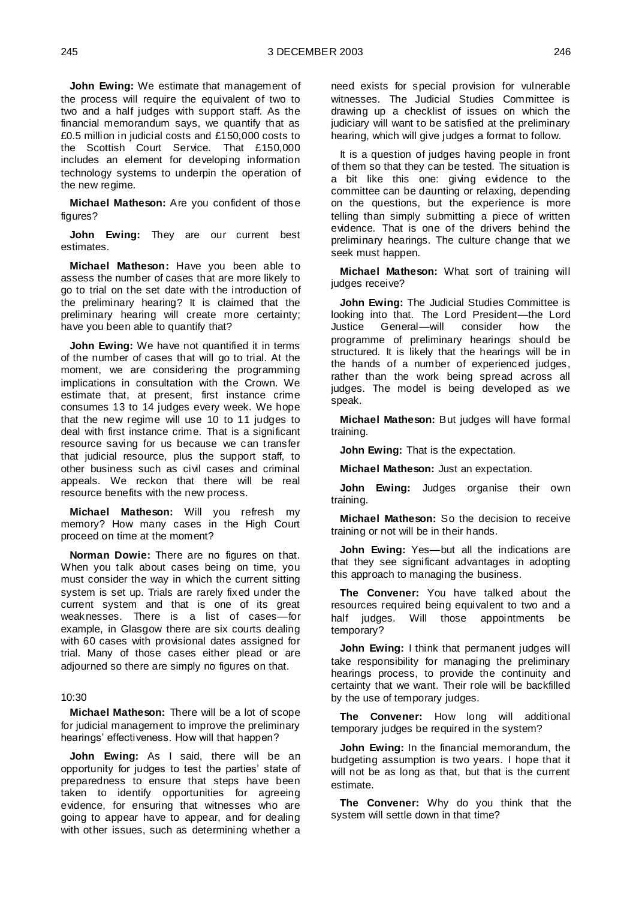**John Ewing:** We estimate that management of the process will require the equivalent of two to two and a half judges with support staff. As the financial memorandum says, we quantify that as £0.5 million in judicial costs and £150,000 costs to the Scottish Court Service. That £150,000 includes an element for developing information technology systems to underpin the operation of the new regime.

**Michael Matheson:** Are you confident of those figures?

**John Ewing:** They are our current best estimates.

**Michael Matheson:** Have you been able to assess the number of cases that are more likely to go to trial on the set date with the introduction of the preliminary hearing? It is claimed that the preliminary hearing will create more certainty; have you been able to quantify that?

**John Ewing:** We have not quantified it in terms of the number of cases that will go to trial. At the moment, we are considering the programming implications in consultation with the Crown. We estimate that, at present, first instance crime consumes 13 to 14 judges every week. We hope that the new regime will use 10 to 11 judges to deal with first instance crime. That is a significant resource saving for us because we can transfer that judicial resource, plus the support staff, to other business such as civil cases and criminal appeals. We reckon that there will be real resource benefits with the new process.

**Michael Matheson:** Will you refresh my memory? How many cases in the High Court proceed on time at the moment?

**Norman Dowie:** There are no figures on that. When you talk about cases being on time, you must consider the way in which the current sitting system is set up. Trials are rarely fixed under the current system and that is one of its great weaknesses. There is a list of cases—for example, in Glasgow there are six courts dealing with 60 cases with provisional dates assigned for trial. Many of those cases either plead or are adjourned so there are simply no figures on that.

10:30

**Michael Matheson:** There will be a lot of scope for judicial management to improve the preliminary hearings' effectiveness. How will that happen?

**John Ewing:** As I said, there will be an opportunity for judges to test the parties' state of preparedness to ensure that steps have been taken to identify opportunities for agreeing evidence, for ensuring that witnesses who are going to appear have to appear, and for dealing with other issues, such as determining whether a need exists for special provision for vulnerable witnesses. The Judicial Studies Committee is drawing up a checklist of issues on which the judiciary will want to be satisfied at the preliminary hearing, which will give judges a format to follow.

It is a question of judges having people in front of them so that they can be tested. The situation is a bit like this one: giving evidence to the committee can be daunting or relaxing, depending on the questions, but the experience is more telling than simply submitting a piece of written evidence. That is one of the drivers behind the preliminary hearings. The culture change that we seek must happen.

**Michael Matheson:** What sort of training will judges receive?

**John Ewing:** The Judicial Studies Committee is looking into that. The Lord President—the Lord Justice General—will consider how the programme of preliminary hearings should be structured. It is likely that the hearings will be in the hands of a number of experienced judges, rather than the work being spread across all judges. The model is being developed as we speak.

**Michael Matheson:** But judges will have formal training.

**John Ewing:** That is the expectation.

**Michael Matheson:** Just an expectation.

**John Ewing:** Judges organise their own training.

**Michael Matheson:** So the decision to receive training or not will be in their hands.

**John Ewing:** Yes—but all the indications are that they see significant advantages in adopting this approach to managing the business.

**The Convener:** You have talked about the resources required being equivalent to two and a half judges. Will those appointments be temporary?

**John Ewing:** I think that permanent judges will take responsibility for managing the preliminary hearings process, to provide the continuity and certainty that we want. Their role will be backfilled by the use of temporary judges.

**The Convener:** How long will additional temporary judges be required in the system?

**John Ewing:** In the financial memorandum, the budgeting assumption is two years. I hope that it will not be as long as that, but that is the current estimate.

**The Convener:** Why do you think that the system will settle down in that time?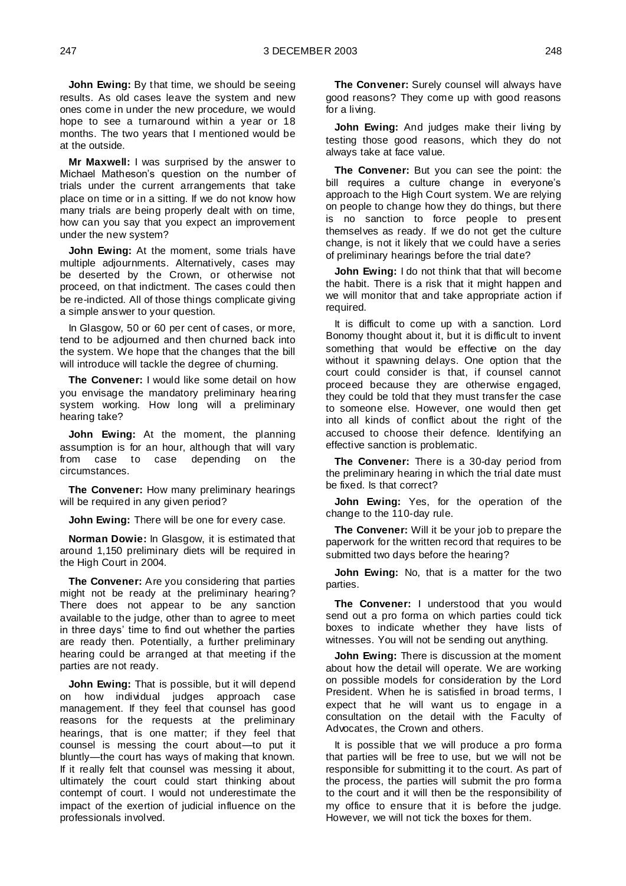**John Ewing:** By that time, we should be seeing results. As old cases leave the system and new ones come in under the new procedure, we would hope to see a turnaround within a year or 18 months. The two years that I mentioned would be at the outside.

**Mr Maxwell:** I was surprised by the answer to Michael Matheson's question on the number of trials under the current arrangements that take place on time or in a sitting. If we do not know how many trials are being properly dealt with on time, how can you say that you expect an improvement under the new system?

**John Ewing:** At the moment, some trials have multiple adjournments. Alternatively, cases may be deserted by the Crown, or otherwise not proceed, on that indictment. The cases could then be re-indicted. All of those things complicate giving a simple answer to your question.

In Glasgow, 50 or 60 per cent of cases, or more, tend to be adjourned and then churned back into the system. We hope that the changes that the bill will introduce will tackle the degree of churning.

**The Convener:** I would like some detail on how you envisage the mandatory preliminary hearing system working. How long will a preliminary hearing take?

**John Ewing:** At the moment, the planning assumption is for an hour, although that will vary from case to case depending on the circumstances.

**The Convener:** How many preliminary hearings will be required in any given period?

**John Ewing:** There will be one for every case.

**Norman Dowie:** In Glasgow, it is estimated that around 1,150 preliminary diets will be required in the High Court in 2004.

**The Convener:** Are you considering that parties might not be ready at the preliminary hearing? There does not appear to be any sanction available to the judge, other than to agree to meet in three days' time to find out whether the parties are ready then. Potentially, a further preliminary hearing could be arranged at that meeting if the parties are not ready.

**John Ewing:** That is possible, but it will depend on how individual judges approach case management. If they feel that counsel has good reasons for the requests at the preliminary hearings, that is one matter; if they feel that counsel is messing the court about—to put it bluntly—the court has ways of making that known. If it really felt that counsel was messing it about, ultimately the court could start thinking about contempt of court. I would not underestimate the impact of the exertion of judicial influence on the professionals involved.

**The Convener:** Surely counsel will always have good reasons? They come up with good reasons for a living.

**John Ewing:** And judges make their living by testing those good reasons, which they do not always take at face value.

**The Convener:** But you can see the point: the bill requires a culture change in everyone's approach to the High Court system. We are relying on people to change how they do things, but there is no sanction to force people to present themselves as ready. If we do not get the culture change, is not it likely that we could have a series of preliminary hearings before the trial date?

**John Ewing:** I do not think that that will become the habit. There is a risk that it might happen and we will monitor that and take appropriate action if required.

It is difficult to come up with a sanction. Lord Bonomy thought about it, but it is difficult to invent something that would be effective on the day without it spawning delays. One option that the court could consider is that, if counsel cannot proceed because they are otherwise engaged, they could be told that they must transfer the case to someone else. However, one would then get into all kinds of conflict about the right of the accused to choose their defence. Identifying an effective sanction is problematic.

**The Convener:** There is a 30-day period from the preliminary hearing in which the trial date must be fixed. Is that correct?

**John Ewing:** Yes, for the operation of the change to the 110-day rule.

**The Convener:** Will it be your job to prepare the paperwork for the written record that requires to be submitted two days before the hearing?

**John Ewing:** No, that is a matter for the two parties.

**The Convener:** I understood that you would send out a pro forma on which parties could tick boxes to indicate whether they have lists of witnesses. You will not be sending out anything.

**John Ewing:** There is discussion at the moment about how the detail will operate. We are working on possible models for consideration by the Lord President. When he is satisfied in broad terms, I expect that he will want us to engage in a consultation on the detail with the Faculty of Advocates, the Crown and others.

It is possible that we will produce a pro forma that parties will be free to use, but we will not be responsible for submitting it to the court. As part of the process, the parties will submit the pro forma to the court and it will then be the responsibility of my office to ensure that it is before the judge. However, we will not tick the boxes for them.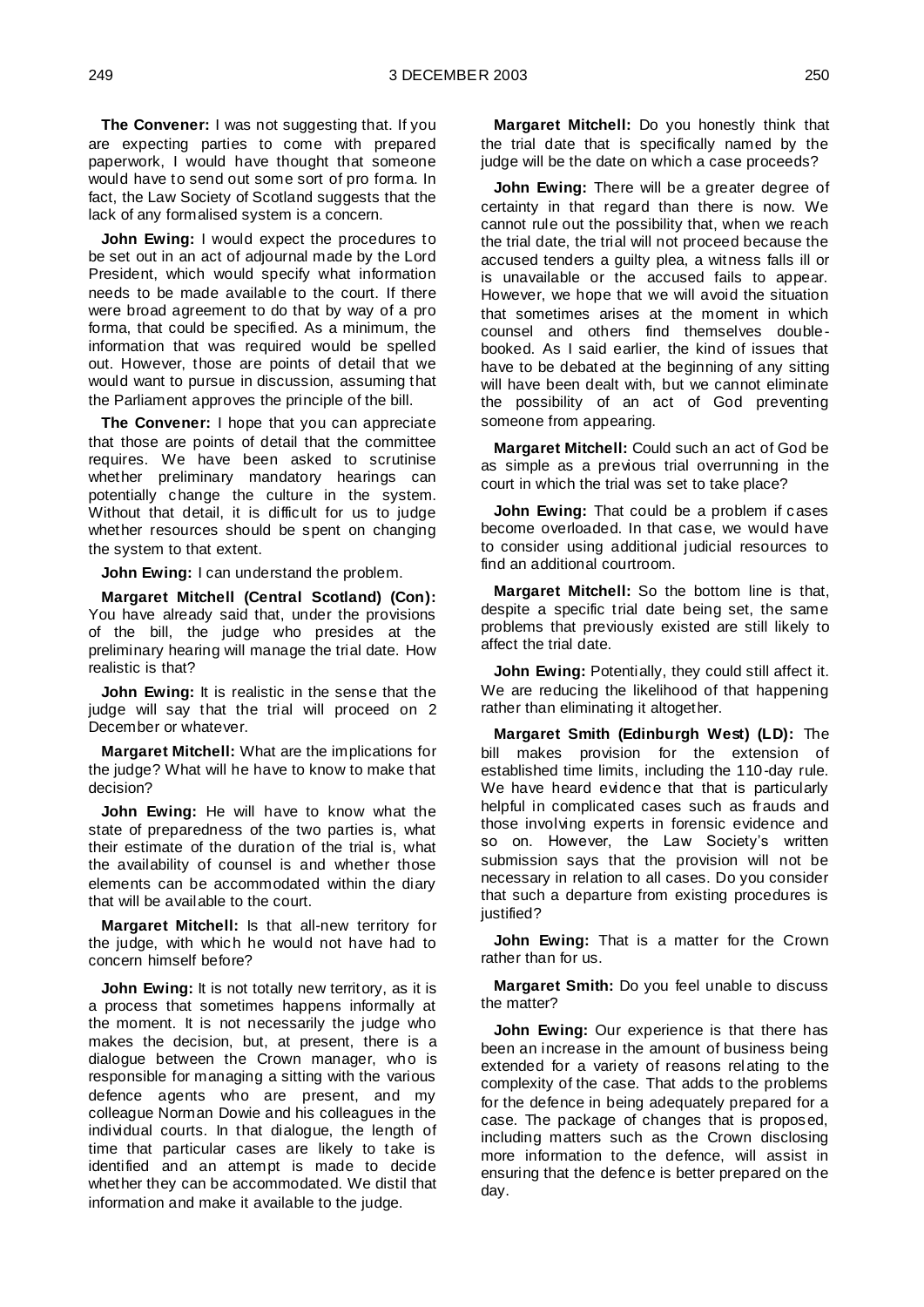**The Convener:** I was not suggesting that. If you are expecting parties to come with prepared paperwork, I would have thought that someone would have to send out some sort of pro forma. In fact, the Law Society of Scotland suggests that the lack of any formalised system is a concern.

**John Ewing:** I would expect the procedures to be set out in an act of adjournal made by the Lord President, which would specify what information needs to be made available to the court. If there were broad agreement to do that by way of a pro forma, that could be specified. As a minimum, the information that was required would be spelled out. However, those are points of detail that we would want to pursue in discussion, assuming that the Parliament approves the principle of the bill.

**The Convener:** I hope that you can appreciate that those are points of detail that the committee requires. We have been asked to scrutinise whether preliminary mandatory hearings can potentially change the culture in the system. Without that detail, it is difficult for us to judge whether resources should be spent on changing the system to that extent.

**John Ewing:** I can understand the problem.

**Margaret Mitchell (Central Scotland) (Con):** You have already said that, under the provisions of the bill, the judge who presides at the preliminary hearing will manage the trial date. How realistic is that?

**John Ewing:** It is realistic in the sense that the judge will say that the trial will proceed on 2 December or whatever.

**Margaret Mitchell:** What are the implications for the judge? What will he have to know to make that decision?

**John Ewing:** He will have to know what the state of preparedness of the two parties is, what their estimate of the duration of the trial is, what the availability of counsel is and whether those elements can be accommodated within the diary that will be available to the court.

**Margaret Mitchell:** Is that all-new territory for the judge, with which he would not have had to concern himself before?

**John Ewing:** It is not totally new territory, as it is a process that sometimes happens informally at the moment. It is not necessarily the judge who makes the decision, but, at present, there is a dialogue between the Crown manager, who is responsible for managing a sitting with the various defence agents who are present, and my colleague Norman Dowie and his colleagues in the individual courts. In that dialogue, the length of time that particular cases are likely to take is identified and an attempt is made to decide whether they can be accommodated. We distil that information and make it available to the judge.

**Margaret Mitchell:** Do you honestly think that the trial date that is specifically named by the judge will be the date on which a case proceeds?

**John Ewing:** There will be a greater degree of certainty in that regard than there is now. We cannot rule out the possibility that, when we reach the trial date, the trial will not proceed because the accused tenders a guilty plea, a witness falls ill or is unavailable or the accused fails to appear. However, we hope that we will avoid the situation that sometimes arises at the moment in which counsel and others find themselves double-booked. As I said earlier, the kind of issues that have to be debated at the beginning of any sitting will have been dealt with, but we cannot eliminate the possibility of an act of God preventing someone from appearing.

**Margaret Mitchell:** Could such an act of God be as simple as a previous trial overrunning in the court in which the trial was set to take place?

**John Ewing:** That could be a problem if cases become overloaded. In that case, we would have to consider using additional judicial resources to find an additional courtroom.

**Margaret Mitchell:** So the bottom line is that, despite a specific trial date being set, the same problems that previously existed are still likely to affect the trial date.

**John Ewing:** Potentially, they could still affect it. We are reducing the likelihood of that happening rather than eliminating it altogether.

**Margaret Smith (Edinburgh West) (LD):** The bill makes provision for the extension of established time limits, including the 110-day rule. We have heard evidence that that is particularly helpful in complicated cases such as frauds and those involving experts in forensic evidence and so on. However, the Law Society's written submission says that the provision will not be necessary in relation to all cases. Do you consider that such a departure from existing procedures is justified?

**John Ewing:** That is a matter for the Crown rather than for us.

**Margaret Smith:** Do you feel unable to discuss the matter?

**John Ewing:** Our experience is that there has been an increase in the amount of business being extended for a variety of reasons relating to the complexity of the case. That adds to the problems for the defence in being adequately prepared for a case. The package of changes that is proposed, including matters such as the Crown disclosing more information to the defence, will assist in ensuring that the defence is better prepared on the day.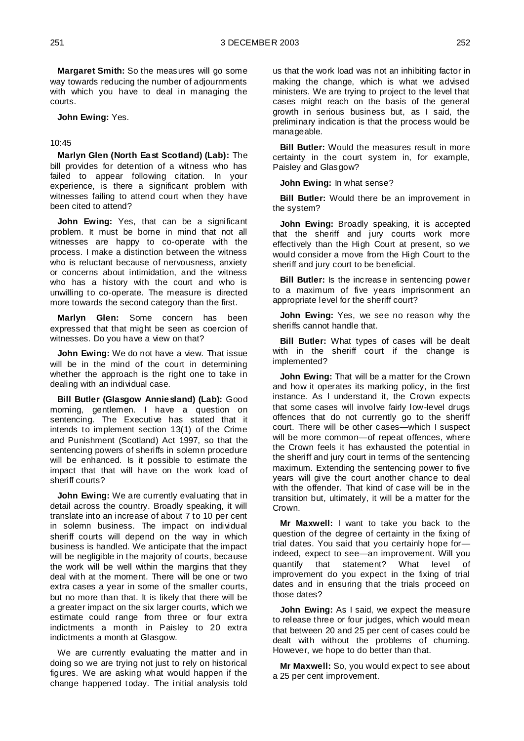**Margaret Smith:** So the measures will go some way towards reducing the number of adjournments with which you have to deal in managing the courts.

**John Ewing:** Yes.

10:45

**Marlyn Glen (North East Scotland) (Lab):** The bill provides for detention of a witness who has failed to appear following citation. In your experience, is there a significant problem with witnesses failing to attend court when they have been cited to attend?

**John Ewing:** Yes, that can be a significant problem. It must be borne in mind that not all witnesses are happy to co-operate with the process. I make a distinction between the witness who is reluctant because of nervousness, anxiety or concerns about intimidation, and the witness who has a history with the court and who is unwilling to co-operate. The measure is directed more towards the second category than the first.

**Marlyn Glen:** Some concern has been expressed that that might be seen as coercion of witnesses. Do you have a view on that?

**John Ewing:** We do not have a view. That issue will be in the mind of the court in determining whether the approach is the right one to take in dealing with an individual case.

**Bill Butler (Glasgow Anniesland) (Lab):** Good morning, gentlemen. I have a question on sentencing. The Executive has stated that it intends to implement section 13(1) of the Crime and Punishment (Scotland) Act 1997, so that the sentencing powers of sheriffs in solemn procedure will be enhanced. Is it possible to estimate the impact that that will have on the work load of sheriff courts?

**John Ewing:** We are currently evaluating that in detail across the country. Broadly speaking, it will translate into an increase of about 7 to 10 per cent in solemn business. The impact on individual sheriff courts will depend on the way in which business is handled. We anticipate that the impact will be negligible in the majority of courts, because the work will be well within the margins that they deal with at the moment. There will be one or two extra cases a year in some of the smaller courts, but no more than that. It is likely that there will be a greater impact on the six larger courts, which we estimate could range from three or four extra indictments a month in Paisley to 20 extra indictments a month at Glasgow.

We are currently evaluating the matter and in doing so we are trying not just to rely on historical figures. We are asking what would happen if the change happened today. The initial analysis told us that the work load was not an inhibiting factor in making the change, which is what we advised ministers. We are trying to project to the level that cases might reach on the basis of the general growth in serious business but, as I said, the preliminary indication is that the process would be manageable.

**Bill Butler:** Would the measures result in more certainty in the court system in, for example, Paisley and Glasgow?

**John Ewing:** In what sense?

**Bill Butler:** Would there be an improvement in the system?

**John Ewing:** Broadly speaking, it is accepted that the sheriff and jury courts work more effectively than the High Court at present, so we would consider a move from the High Court to the sheriff and jury court to be beneficial.

**Bill Butler:** Is the increase in sentencing power to a maximum of five years imprisonment an appropriate level for the sheriff court?

**John Ewing:** Yes, we see no reason why the sheriffs cannot handle that.

**Bill Butler:** What types of cases will be dealt with in the sheriff court if the change is implemented?

**John Ewing:** That will be a matter for the Crown and how it operates its marking policy, in the first instance. As I understand it, the Crown expects that some cases will involve fairly low-level drugs offences that do not currently go to the sheriff court. There will be other cases—which I suspect will be more common—of repeat offences, where the Crown feels it has exhausted the potential in the sheriff and jury court in terms of the sentencing maximum. Extending the sentencing power to five years will give the court another chance to deal with the offender. That kind of case will be in the transition but, ultimately, it will be a matter for the Crown.

**Mr Maxwell:** I want to take you back to the question of the degree of certainty in the fixing of trial dates. You said that you certainly hope for—indeed, expect to see—an improvement. Will you quantify that statement? What level of improvement do you expect in the fixing of trial dates and in ensuring that the trials proceed on those dates?

**John Ewing:** As I said, we expect the measure to release three or four judges, which would mean that between 20 and 25 per cent of cases could be dealt with without the problems of churning. However, we hope to do better than that.

**Mr Maxwell:** So, you would expect to see about a 25 per cent improvement.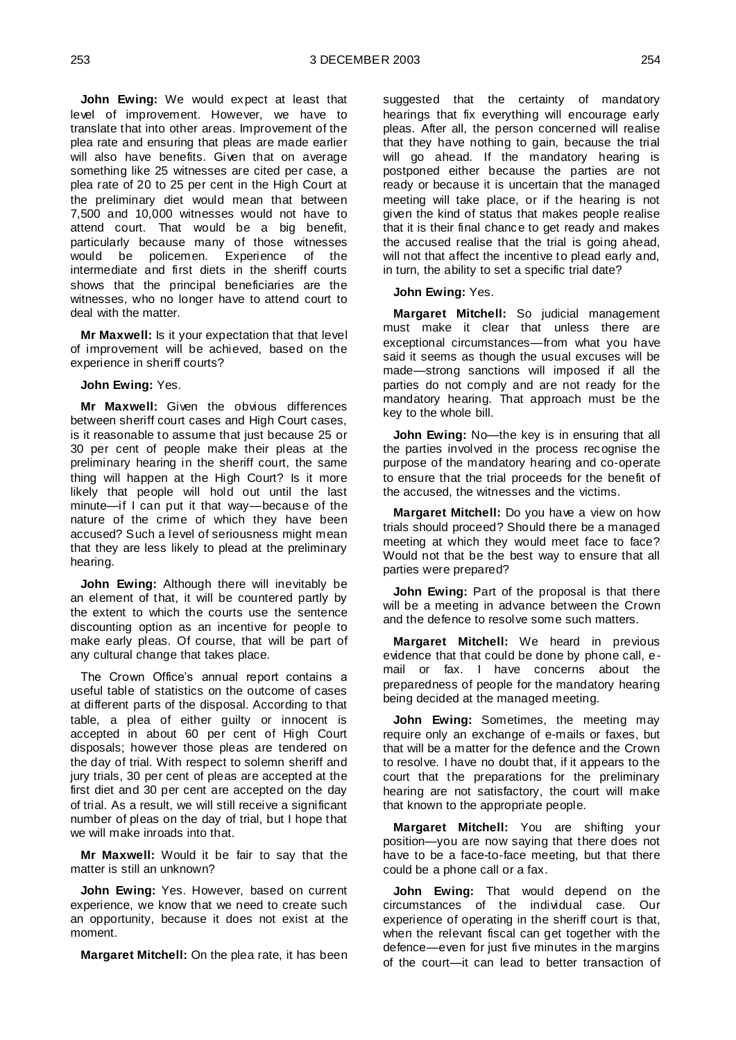**John Ewing:** We would expect at least that level of improvement. However, we have to translate that into other areas. Improvement of the plea rate and ensuring that pleas are made earlier will also have benefits. Given that on average something like 25 witnesses are cited per case, a plea rate of 20 to 25 per cent in the High Court at the preliminary diet would mean that between 7,500 and 10,000 witnesses would not have to attend court. That would be a big benefit, particularly because many of those witnesses would be policemen. Experience of the intermediate and first diets in the sheriff courts shows that the principal beneficiaries are the witnesses, who no longer have to attend court to deal with the matter.

**Mr Maxwell:** Is it your expectation that that level of improvement will be achieved, based on the experience in sheriff courts?

**John Ewing:** Yes.

**Mr Maxwell:** Given the obvious differences between sheriff court cases and High Court cases, is it reasonable to assume that just because 25 or 30 per cent of people make their pleas at the preliminary hearing in the sheriff court, the same thing will happen at the High Court? Is it more likely that people will hold out until the last minute—if I can put it that way—because of the nature of the crime of which they have been accused? Such a level of seriousness might mean that they are less likely to plead at the preliminary hearing.

**John Ewing:** Although there will inevitably be an element of that, it will be countered partly by the extent to which the courts use the sentence discounting option as an incentive for people to make early pleas. Of course, that will be part of any cultural change that takes place.

The Crown Office's annual report contains a useful table of statistics on the outcome of cases at different parts of the disposal. According to that table, a plea of either guilty or innocent is accepted in about 60 per cent of High Court disposals; however those pleas are tendered on the day of trial. With respect to solemn sheriff and jury trials, 30 per cent of pleas are accepted at the first diet and 30 per cent are accepted on the day of trial. As a result, we will still receive a significant number of pleas on the day of trial, but I hope that we will make inroads into that.

**Mr Maxwell:** Would it be fair to say that the matter is still an unknown?

**John Ewing:** Yes. However, based on current experience, we know that we need to create such an opportunity, because it does not exist at the moment.

**Margaret Mitchell:** On the plea rate, it has been suggested that the certainty of mandatory hearings that fix everything will encourage early pleas. After all, the person concerned will realise that they have nothing to gain, because the trial will go ahead. If the mandatory hearing is postponed either because the parties are not ready or because it is uncertain that the managed meeting will take place, or if the hearing is not given the kind of status that makes people realise that it is their final chance to get ready and makes the accused realise that the trial is going ahead, will not that affect the incentive to plead early and, in turn, the ability to set a specific trial date?

**John Ewing:** Yes.

**Margaret Mitchell:** So judicial management must make it clear that unless there are exceptional circumstances—from what you have said it seems as though the usual excuses will be made—strong sanctions will imposed if all the parties do not comply and are not ready for the mandatory hearing. That approach must be the key to the whole bill.

**John Ewing:** No—the key is in ensuring that all the parties involved in the process recognise the purpose of the mandatory hearing and co-operate to ensure that the trial proceeds for the benefit of the accused, the witnesses and the victims.

**Margaret Mitchell:** Do you have a view on how trials should proceed? Should there be a managed meeting at which they would meet face to face? Would not that be the best way to ensure that all parties were prepared?

**John Ewing:** Part of the proposal is that there will be a meeting in advance between the Crown and the defence to resolve some such matters.

**Margaret Mitchell:** We heard in previous evidence that that could be done by phone call, e-mail or fax. I have concerns about the preparedness of people for the mandatory hearing being decided at the managed meeting.

**John Ewing:** Sometimes, the meeting may require only an exchange of e-mails or faxes, but that will be a matter for the defence and the Crown to resolve. I have no doubt that, if it appears to the court that the preparations for the preliminary hearing are not satisfactory, the court will make that known to the appropriate people.

**Margaret Mitchell:** You are shifting your position—you are now saying that there does not have to be a face-to-face meeting, but that there could be a phone call or a fax.

**John Ewing:** That would depend on the circumstances of the individual case. Our experience of operating in the sheriff court is that, when the relevant fiscal can get together with the defence—even for just five minutes in the margins of the court—it can lead to better transaction of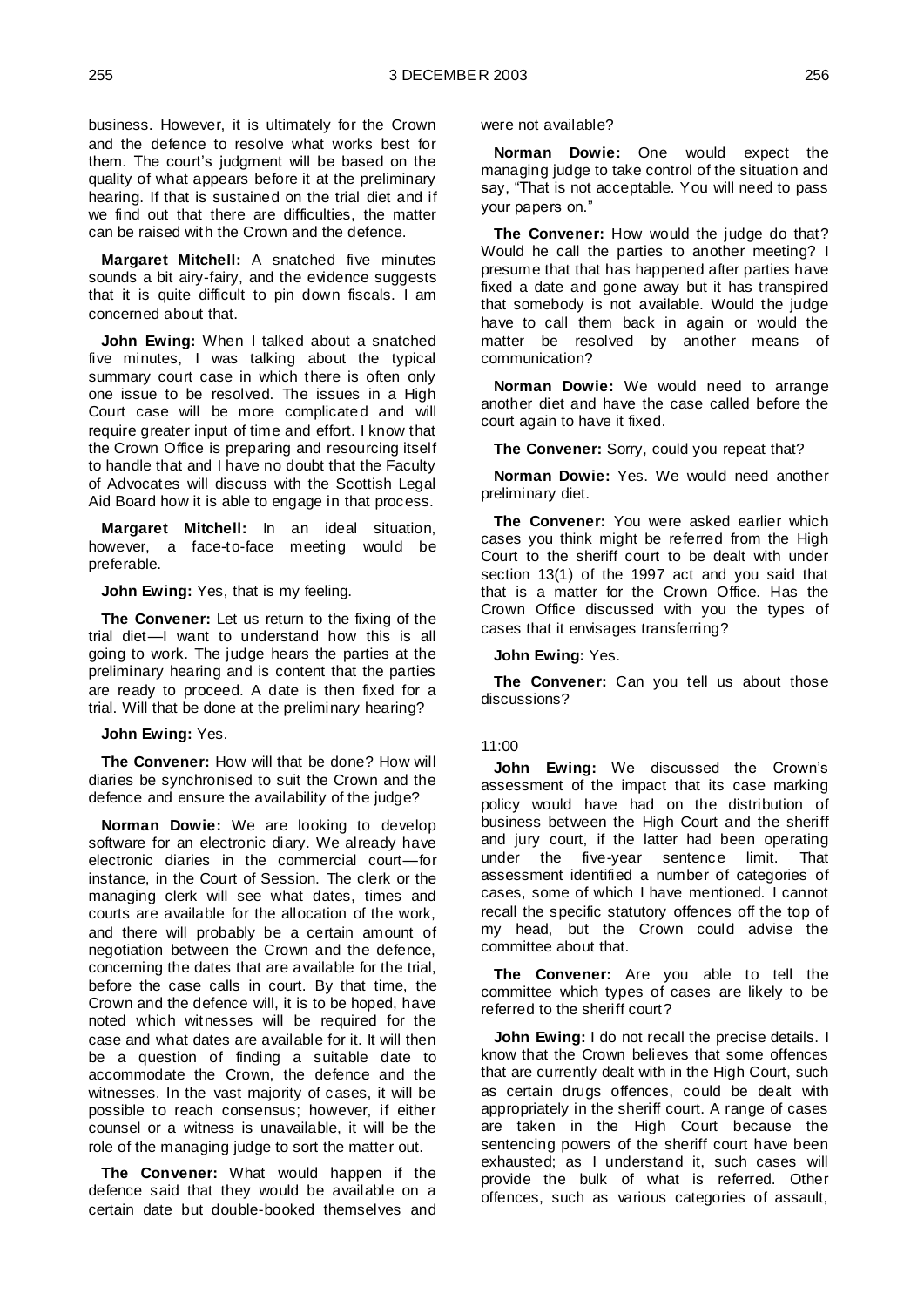business. However, it is ultimately for the Crown and the defence to resolve what works best for them. The court's judgment will be based on the quality of what appears before it at the preliminary hearing. If that is sustained on the trial diet and if we find out that there are difficulties, the matter can be raised with the Crown and the defence.

**Margaret Mitchell:** A snatched five minutes sounds a bit airy-fairy, and the evidence suggests that it is quite difficult to pin down fiscals. I am concerned about that.

**John Ewing:** When I talked about a snatched five minutes, I was talking about the typical summary court case in which there is often only one issue to be resolved. The issues in a High Court case will be more complicated and will require greater input of time and effort. I know that the Crown Office is preparing and resourcing itself to handle that and I have no doubt that the Faculty of Advocates will discuss with the Scottish Legal Aid Board how it is able to engage in that process.

**Margaret Mitchell:** In an ideal situation, however, a face-to-face meeting would be preferable.

**John Ewing:** Yes, that is my feeling.

**The Convener:** Let us return to the fixing of the trial diet—I want to understand how this is all going to work. The judge hears the parties at the preliminary hearing and is content that the parties are ready to proceed. A date is then fixed for a trial. Will that be done at the preliminary hearing?

**John Ewing:** Yes.

**The Convener:** How will that be done? How will diaries be synchronised to suit the Crown and the defence and ensure the availability of the judge?

**Norman Dowie:** We are looking to develop software for an electronic diary. We already have electronic diaries in the commercial court—for instance, in the Court of Session. The clerk or the managing clerk will see what dates, times and courts are available for the allocation of the work, and there will probably be a certain amount of negotiation between the Crown and the defence, concerning the dates that are available for the trial, before the case calls in court. By that time, the Crown and the defence will, it is to be hoped, have noted which witnesses will be required for the case and what dates are available for it. It will then be a question of finding a suitable date to accommodate the Crown, the defence and the witnesses. In the vast majority of cases, it will be possible to reach consensus; however, if either counsel or a witness is unavailable, it will be the role of the managing judge to sort the matter out.

**The Convener:** What would happen if the defence said that they would be available on a certain date but double-booked themselves and were not available?

**Norman Dowie:** One would expect the managing judge to take control of the situation and say, "That is not acceptable. You will need to pass your papers on."

**The Convener:** How would the judge do that? Would he call the parties to another meeting? I presume that that has happened after parties have fixed a date and gone away but it has transpired that somebody is not available. Would the judge have to call them back in again or would the matter be resolved by another means of communication?

**Norman Dowie:** We would need to arrange another diet and have the case called before the court again to have it fixed.

**The Convener:** Sorry, could you repeat that?

**Norman Dowie:** Yes. We would need another preliminary diet.

**The Convener:** You were asked earlier which cases you think might be referred from the High Court to the sheriff court to be dealt with under section 13(1) of the 1997 act and you said that that is a matter for the Crown Office. Has the Crown Office discussed with you the types of cases that it envisages transferring?

**John Ewing:** Yes.

**The Convener:** Can you tell us about those discussions?

11:00

**John Ewing:** We discussed the Crown's assessment of the impact that its case marking policy would have had on the distribution of business between the High Court and the sheriff and jury court, if the latter had been operating under the five-year sentence limit. That assessment identified a number of categories of cases, some of which I have mentioned. I cannot recall the specific statutory offences off the top of my head, but the Crown could advise the committee about that.

**The Convener:** Are you able to tell the committee which types of cases are likely to be referred to the sheriff court?

**John Ewing:** I do not recall the precise details. I know that the Crown believes that some offences that are currently dealt with in the High Court, such as certain drugs offences, could be dealt with appropriately in the sheriff court. A range of cases are taken in the High Court because the sentencing powers of the sheriff court have been exhausted; as I understand it, such cases will provide the bulk of what is referred. Other offences, such as various categories of assault,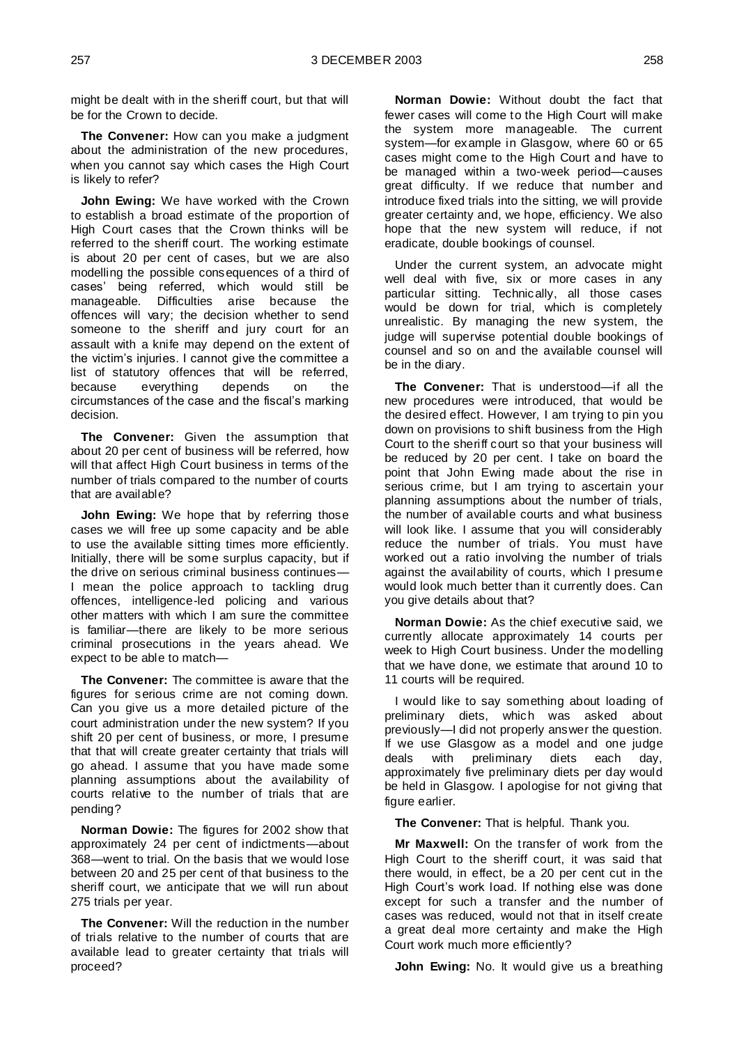might be dealt with in the sheriff court, but that will be for the Crown to decide.

**The Convener:** How can you make a judgment about the administration of the new procedures, when you cannot say which cases the High Court is likely to refer?

**John Ewing:** We have worked with the Crown to establish a broad estimate of the proportion of High Court cases that the Crown thinks will be referred to the sheriff court. The working estimate is about 20 per cent of cases, but we are also modelling the possible consequences of a third of cases' being referred, which would still be manageable. Difficulties arise because the offences will vary; the decision whether to send someone to the sheriff and jury court for an assault with a knife may depend on the extent of the victim's injuries. I cannot give the committee a list of statutory offences that will be referred, because everything depends on the circumstances of the case and the fiscal's marking decision.

**The Convener:** Given the assumption that about 20 per cent of business will be referred, how will that affect High Court business in terms of the number of trials compared to the number of courts that are available?

**John Ewing:** We hope that by referring those cases we will free up some capacity and be able to use the available sitting times more efficiently. Initially, there will be some surplus capacity, but if the drive on serious criminal business continues—I mean the police approach to tackling drug offences, intelligence-led policing and various other matters with which I am sure the committee is familiar—there are likely to be more serious criminal prosecutions in the years ahead. We expect to be able to match—

**The Convener:** The committee is aware that the figures for serious crime are not coming down. Can you give us a more detailed picture of the court administration under the new system? If you shift 20 per cent of business, or more, I presume that that will create greater certainty that trials will go ahead. I assume that you have made some planning assumptions about the availability of courts relative to the number of trials that are pending?

**Norman Dowie:** The figures for 2002 show that approximately 24 per cent of indictments—about 368—went to trial. On the basis that we would lose between 20 and 25 per cent of that business to the sheriff court, we anticipate that we will run about 275 trials per year.

**The Convener:** Will the reduction in the number of trials relative to the number of courts that are available lead to greater certainty that trials will proceed?

**Norman Dowie:** Without doubt the fact that fewer cases will come to the High Court will make the system more manageable. The current system—for example in Glasgow, where 60 or 65 cases might come to the High Court and have to be managed within a two-week period—causes great difficulty. If we reduce that number and introduce fixed trials into the sitting, we will provide greater certainty and, we hope, efficiency. We also hope that the new system will reduce, if not eradicate, double bookings of counsel.

Under the current system, an advocate might well deal with five, six or more cases in any particular sitting. Technically, all those cases would be down for trial, which is completely unrealistic. By managing the new system, the judge will supervise potential double bookings of counsel and so on and the available counsel will be in the diary.

**The Convener:** That is understood—if all the new procedures were introduced, that would be the desired effect. However, I am trying to pin you down on provisions to shift business from the High Court to the sheriff court so that your business will be reduced by 20 per cent. I take on board the point that John Ewing made about the rise in serious crime, but I am trying to ascertain your planning assumptions about the number of trials, the number of available courts and what business will look like. I assume that you will considerably reduce the number of trials. You must have worked out a ratio involving the number of trials against the availability of courts, which I presume would look much better than it currently does. Can you give details about that?

**Norman Dowie:** As the chief executive said, we currently allocate approximately 14 courts per week to High Court business. Under the modelling that we have done, we estimate that around 10 to 11 courts will be required.

I would like to say something about loading of preliminary diets, which was asked about previously—I did not properly answer the question. If we use Glasgow as a model and one judge deals with preliminary diets each day, approximately five preliminary diets per day would be held in Glasgow. I apologise for not giving that figure earlier.

**The Convener:** That is helpful. Thank you.

**Mr Maxwell:** On the transfer of work from the High Court to the sheriff court, it was said that there would, in effect, be a 20 per cent cut in the High Court's work load. If nothing else was done except for such a transfer and the number of cases was reduced, would not that in itself create a great deal more certainty and make the High Court work much more efficiently?

**John Ewing:** No. It would give us a breathing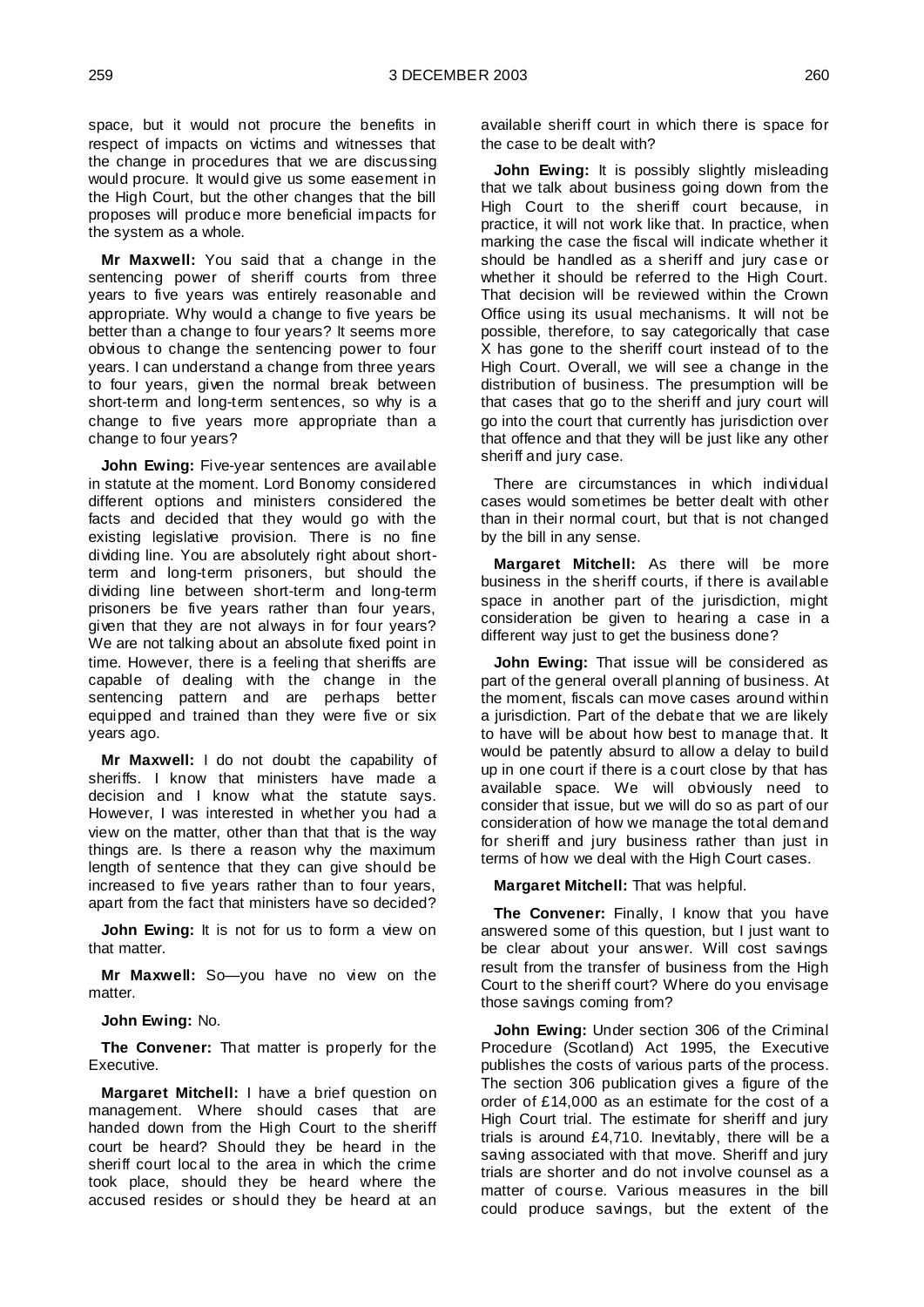space, but it would not procure the benefits in respect of impacts on victims and witnesses that the change in procedures that we are discussing would procure. It would give us some easement in the High Court, but the other changes that the bill proposes will produce more beneficial impacts for the system as a whole.

**Mr Maxwell:** You said that a change in the sentencing power of sheriff courts from three years to five years was entirely reasonable and appropriate. Why would a change to five years be better than a change to four years? It seems more obvious to change the sentencing power to four years. I can understand a change from three years to four years, given the normal break between short-term and long-term sentences, so why is a change to five years more appropriate than a change to four years?

**John Ewing:** Five-year sentences are available in statute at the moment. Lord Bonomy considered different options and ministers considered the facts and decided that they would go with the existing legislative provision. There is no fine dividing line. You are absolutely right about short-term and long-term prisoners, but should the dividing line between short-term and long-term prisoners be five years rather than four years, given that they are not always in for four years? We are not talking about an absolute fixed point in time. However, there is a feeling that sheriffs are capable of dealing with the change in the sentencing pattern and are perhaps better equipped and trained than they were five or six years ago.

**Mr Maxwell:** I do not doubt the capability of sheriffs. I know that ministers have made a decision and I know what the statute says. However, I was interested in whether you had a view on the matter, other than that that is the way things are. Is there a reason why the maximum length of sentence that they can give should be increased to five years rather than to four years, apart from the fact that ministers have so decided?

**John Ewing:** It is not for us to form a view on that matter.

**Mr Maxwell:** So—you have no view on the matter.

**John Ewing:** No.

**The Convener:** That matter is properly for the Executive.

**Margaret Mitchell:** I have a brief question on management. Where should cases that are handed down from the High Court to the sheriff court be heard? Should they be heard in the sheriff court local to the area in which the crime took place, should they be heard where the accused resides or should they be heard at an available sheriff court in which there is space for the case to be dealt with?

**John Ewing:** It is possibly slightly misleading that we talk about business going down from the High Court to the sheriff court because, in practice, it will not work like that. In practice, when marking the case the fiscal will indicate whether it should be handled as a sheriff and jury case or whether it should be referred to the High Court. That decision will be reviewed within the Crown Office using its usual mechanisms. It will not be possible, therefore, to say categorically that case X has gone to the sheriff court instead of to the High Court. Overall, we will see a change in the distribution of business. The presumption will be that cases that go to the sheriff and jury court will go into the court that currently has jurisdiction over that offence and that they will be just like any other sheriff and jury case.

There are circumstances in which individual cases would sometimes be better dealt with other than in their normal court, but that is not changed by the bill in any sense.

**Margaret Mitchell:** As there will be more business in the sheriff courts, if there is available space in another part of the jurisdiction, might consideration be given to hearing a case in a different way just to get the business done?

**John Ewing:** That issue will be considered as part of the general overall planning of business. At the moment, fiscals can move cases around within a jurisdiction. Part of the debate that we are likely to have will be about how best to manage that. It would be patently absurd to allow a delay to build up in one court if there is a court close by that has available space. We will obviously need to consider that issue, but we will do so as part of our consideration of how we manage the total demand for sheriff and jury business rather than just in terms of how we deal with the High Court cases.

**Margaret Mitchell:** That was helpful.

**The Convener:** Finally, I know that you have answered some of this question, but I just want to be clear about your answer. Will cost savings result from the transfer of business from the High Court to the sheriff court? Where do you envisage those savings coming from?

**John Ewing:** Under section 306 of the Criminal Procedure (Scotland) Act 1995, the Executive publishes the costs of various parts of the process. The section 306 publication gives a figure of the order of £14,000 as an estimate for the cost of a High Court trial. The estimate for sheriff and jury trials is around £4,710. Inevitably, there will be a saving associated with that move. Sheriff and jury trials are shorter and do not involve counsel as a matter of course. Various measures in the bill could produce savings, but the extent of the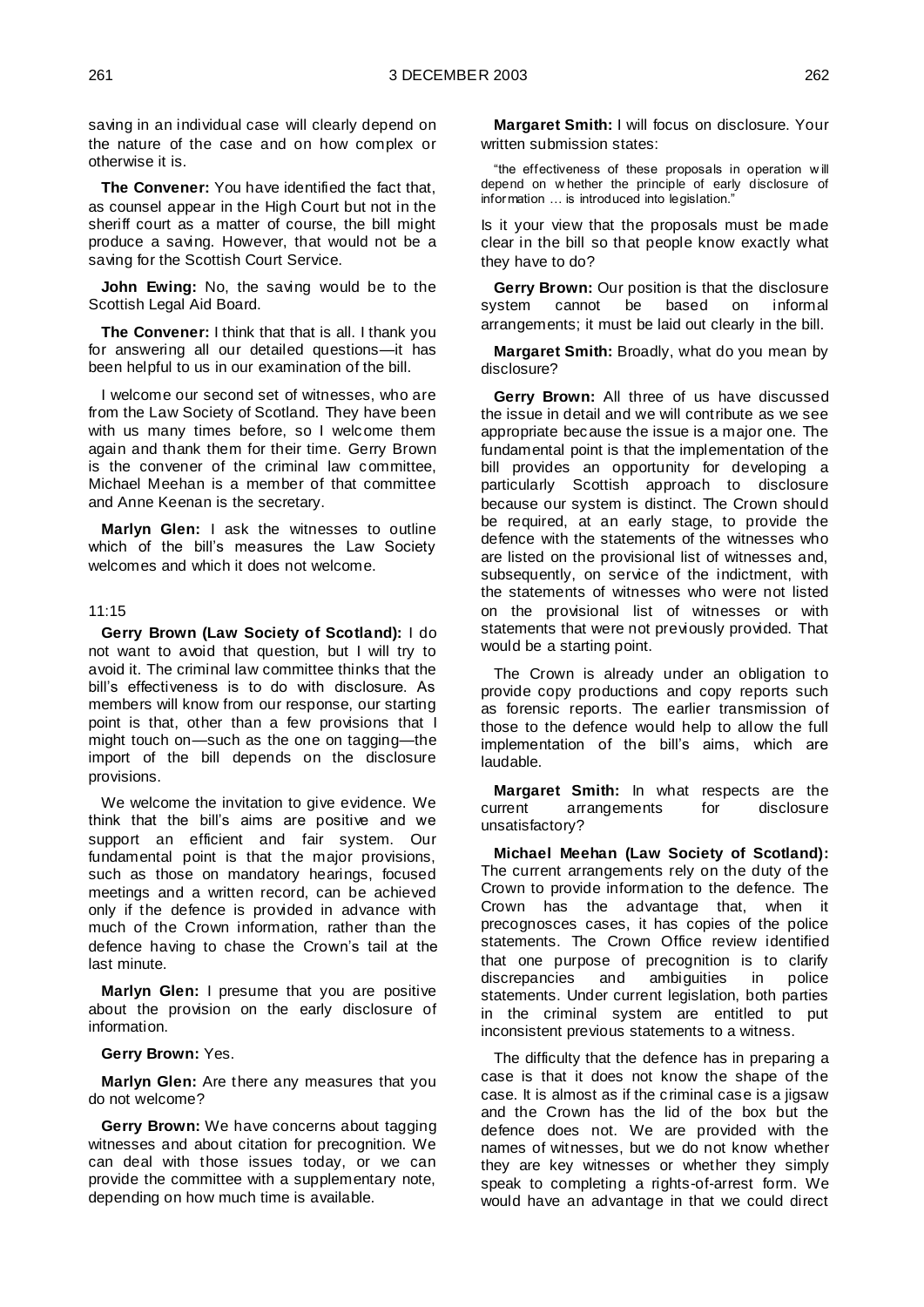saving in an individual case will clearly depend on the nature of the case and on how complex or otherwise it is.

**The Convener:** You have identified the fact that, as counsel appear in the High Court but not in the sheriff court as a matter of course, the bill might produce a saving. However, that would not be a saving for the Scottish Court Service.

**John Ewing:** No, the saving would be to the Scottish Legal Aid Board.

**The Convener:** I think that that is all. I thank you for answering all our detailed questions—it has been helpful to us in our examination of the bill.

I welcome our second set of witnesses, who are from the Law Society of Scotland. They have been with us many times before, so I welcome them again and thank them for their time. Gerry Brown is the convener of the criminal law committee, Michael Meehan is a member of that committee and Anne Keenan is the secretary.

**Marlyn Glen:** I ask the witnesses to outline which of the bill's measures the Law Society welcomes and which it does not welcome.

11:15

**Gerry Brown (Law Society of Scotland):** I do not want to avoid that question, but I will try to avoid it. The criminal law committee thinks that the bill's effectiveness is to do with disclosure. As members will know from our response, our starting point is that, other than a few provisions that I might touch on—such as the one on tagging—the import of the bill depends on the disclosure provisions.

We welcome the invitation to give evidence. We think that the bill's aims are positive and we support an efficient and fair system. Our fundamental point is that the major provisions, such as those on mandatory hearings, focused meetings and a written record, can be achieved only if the defence is provided in advance with much of the Crown information, rather than the defence having to chase the Crown's tail at the last minute.

**Marlyn Glen:** I presume that you are positive about the provision on the early disclosure of information.

**Gerry Brown:** Yes.

**Marlyn Glen:** Are there any measures that you do not welcome?

**Gerry Brown:** We have concerns about tagging witnesses and about citation for precognition. We can deal with those issues today, or we can provide the committee with a supplementary note, depending on how much time is available.

**Margaret Smith:** I will focus on disclosure. Your written submission states:

> "the effectiveness of these proposals in operation will depend on whether the principle of early disclosure of information … is introduced into legislation."

Is it your view that the proposals must be made clear in the bill so that people know exactly what they have to do?

**Gerry Brown:** Our position is that the disclosure system cannot be based on informal arrangements; it must be laid out clearly in the bill.

**Margaret Smith:** Broadly, what do you mean by disclosure?

**Gerry Brown:** All three of us have discussed the issue in detail and we will contribute as we see appropriate because the issue is a major one. The fundamental point is that the implementation of the bill provides an opportunity for developing a particularly Scottish approach to disclosure because our system is distinct. The Crown should be required, at an early stage, to provide the defence with the statements of the witnesses who are listed on the provisional list of witnesses and, subsequently, on service of the indictment, with the statements of witnesses who were not listed on the provisional list of witnesses or with statements that were not previously provided. That would be a starting point.

The Crown is already under an obligation to provide copy productions and copy reports such as forensic reports. The earlier transmission of those to the defence would help to allow the full implementation of the bill's aims, which are laudable.

**Margaret Smith:** In what respects are the current arrangements for disclosure unsatisfactory?

**Michael Meehan (Law Society of Scotland):** The current arrangements rely on the duty of the Crown to provide information to the defence. The Crown has the advantage that, when it precognosces cases, it has copies of the police statements. The Crown Office review identified that one purpose of precognition is to clarify discrepancies and ambiguities in police statements. Under current legislation, both parties in the criminal system are entitled to put inconsistent previous statements to a witness.

The difficulty that the defence has in preparing a case is that it does not know the shape of the case. It is almost as if the criminal case is a jigsaw and the Crown has the lid of the box but the defence does not. We are provided with the names of witnesses, but we do not know whether they are key witnesses or whether they simply speak to completing a rights-of-arrest form. We would have an advantage in that we could direct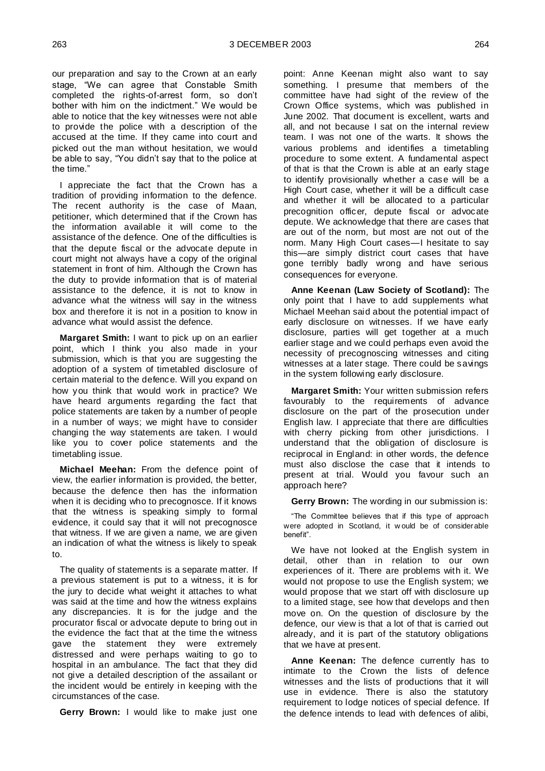our preparation and say to the Crown at an early stage, "We can agree that Constable Smith completed the rights-of-arrest form, so don't bother with him on the indictment." We would be able to notice that the key witnesses were not able to provide the police with a description of the accused at the time. If they came into court and picked out the man without hesitation, we would be able to say, "You didn't say that to the police at the time."

I appreciate the fact that the Crown has a tradition of providing information to the defence. The recent authority is the case of Maan, petitioner, which determined that if the Crown has the information available it will come to the assistance of the defence. One of the difficulties is that the depute fiscal or the advocate depute in court might not always have a copy of the original statement in front of him. Although the Crown has the duty to provide information that is of material assistance to the defence, it is not to know in advance what the witness will say in the witness box and therefore it is not in a position to know in advance what would assist the defence.

**Margaret Smith:** I want to pick up on an earlier point, which I think you also made in your submission, which is that you are suggesting the adoption of a system of timetabled disclosure of certain material to the defence. Will you expand on how you think that would work in practice? We have heard arguments regarding the fact that police statements are taken by a number of people in a number of ways; we might have to consider changing the way statements are taken. I would like you to cover police statements and the timetabling issue.

**Michael Meehan:** From the defence point of view, the earlier information is provided, the better, because the defence then has the information when it is deciding who to precognosce. If it knows that the witness is speaking simply to formal evidence, it could say that it will not precognosce that witness. If we are given a name, we are given an indication of what the witness is likely to speak to.

The quality of statements is a separate matter. If a previous statement is put to a witness, it is for the jury to decide what weight it attaches to what was said at the time and how the witness explains any discrepancies. It is for the judge and the procurator fiscal or advocate depute to bring out in the evidence the fact that at the time the witness gave the statement they were extremely distressed and were perhaps waiting to go to hospital in an ambulance. The fact that they did not give a detailed description of the assailant or the incident would be entirely in keeping with the circumstances of the case.

**Gerry Brown:** I would like to make just one point: Anne Keenan might also want to say something. I presume that members of the committee have had sight of the review of the Crown Office systems, which was published in June 2002. That document is excellent, warts and all, and not because I sat on the internal review team. I was not one of the warts. It shows the various problems and identifies a timetabling procedure to some extent. A fundamental aspect of that is that the Crown is able at an early stage to identify provisionally whether a case will be a High Court case, whether it will be a difficult case and whether it will be allocated to a particular precognition officer, depute fiscal or advocate depute. We acknowledge that there are cases that are out of the norm, but most are not out of the norm. Many High Court cases—I hesitate to say this—are simply district court cases that have gone terribly badly wrong and have serious consequences for everyone.

**Anne Keenan (Law Society of Scotland):** The only point that I have to add supplements what Michael Meehan said about the potential impact of early disclosure on witnesses. If we have early disclosure, parties will get together at a much earlier stage and we could perhaps even avoid the necessity of precognoscing witnesses and citing witnesses at a later stage. There could be savings in the system following early disclosure.

**Margaret Smith:** Your written submission refers favourably to the requirements of advance disclosure on the part of the prosecution under English law. I appreciate that there are difficulties with cherry picking from other jurisdictions. I understand that the obligation of disclosure is reciprocal in England: in other words, the defence must also disclose the case that it intends to present at trial. Would you favour such an approach here?

**Gerry Brown:** The wording in our submission is:

> "The Committee believes that if this type of approach were adopted in Scotland, it would be of considerable benefit".

We have not looked at the English system in detail, other than in relation to our own experiences of it. There are problems with it. We would not propose to use the English system; we would propose that we start off with disclosure up to a limited stage, see how that develops and then move on. On the question of disclosure by the defence, our view is that a lot of that is carried out already, and it is part of the statutory obligations that we have at present.

**Anne Keenan:** The defence currently has to intimate to the Crown the lists of defence witnesses and the lists of productions that it will use in evidence. There is also the statutory requirement to lodge notices of special defence. If the defence intends to lead with defences of alibi,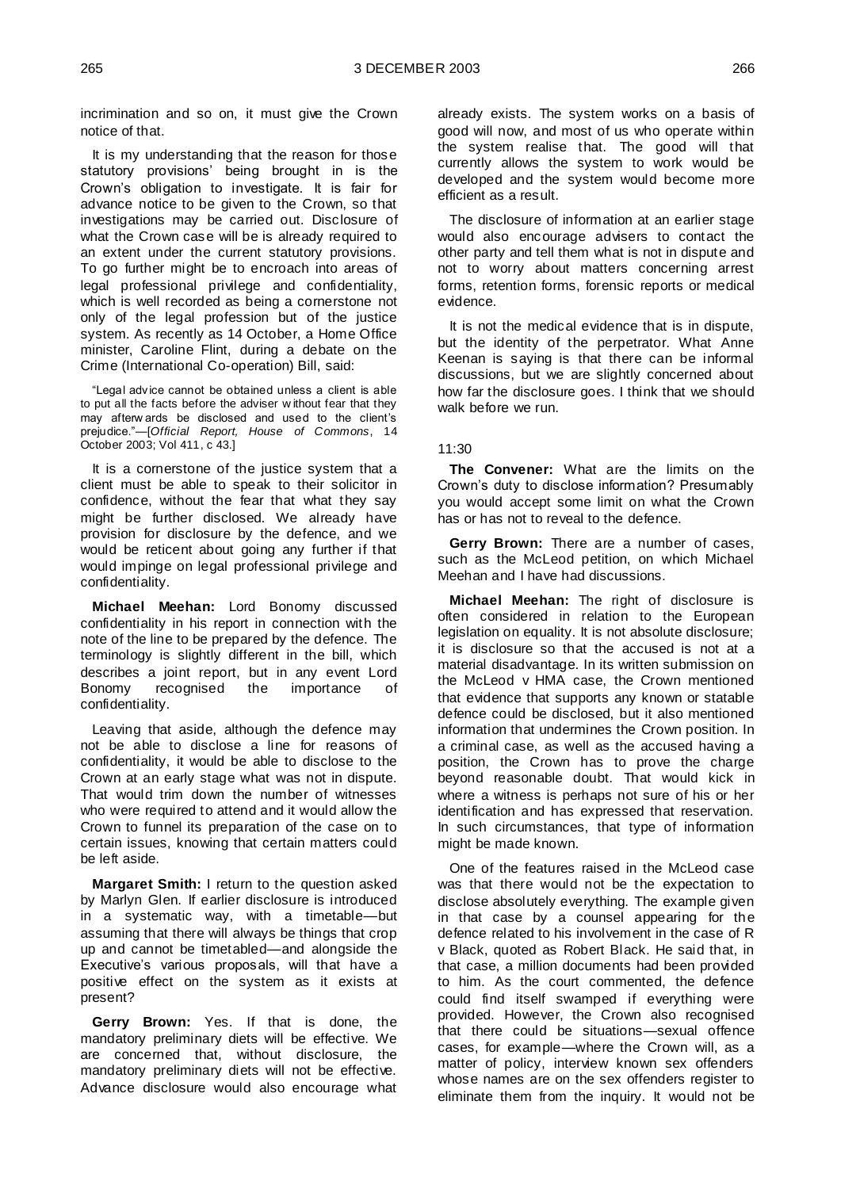incrimination and so on, it must give the Crown notice of that.

It is my understanding that the reason for those statutory provisions' being brought in is the Crown's obligation to investigate. It is fair for advance notice to be given to the Crown, so that investigations may be carried out. Disclosure of what the Crown case will be is already required to an extent under the current statutory provisions. To go further might be to encroach into areas of legal professional privilege and confidentiality, which is well recorded as being a cornerstone not only of the legal profession but of the justice system. As recently as 14 October, a Home Office minister, Caroline Flint, during a debate on the Crime (International Co-operation) Bill, said:

> "Legal advice cannot be obtained unless a client is able to put all the facts before the adviser without fear that they may afterwards be disclosed and used to the client's prejudice."—[*Official Report, House of Commons*, 14 October 2003; Vol 411, c 43.]

It is a cornerstone of the justice system that a client must be able to speak to their solicitor in confidence, without the fear that what they say might be further disclosed. We already have provision for disclosure by the defence, and we would be reticent about going any further if that would impinge on legal professional privilege and confidentiality.

**Michael Meehan:** Lord Bonomy discussed confidentiality in his report in connection with the note of the line to be prepared by the defence. The terminology is slightly different in the bill, which describes a joint report, but in any event Lord Bonomy recognised the importance of confidentiality.

Leaving that aside, although the defence may not be able to disclose a line for reasons of confidentiality, it would be able to disclose to the Crown at an early stage what was not in dispute. That would trim down the number of witnesses who were required to attend and it would allow the Crown to funnel its preparation of the case on to certain issues, knowing that certain matters could be left aside.

**Margaret Smith:** I return to the question asked by Marlyn Glen. If earlier disclosure is introduced in a systematic way, with a timetable—but assuming that there will always be things that crop up and cannot be timetabled—and alongside the Executive's various proposals, will that have a positive effect on the system as it exists at present?

**Gerry Brown:** Yes. If that is done, the mandatory preliminary diets will be effective. We are concerned that, without disclosure, the mandatory preliminary diets will not be effective. Advance disclosure would also encourage what already exists. The system works on a basis of good will now, and most of us who operate within the system realise that. The good will that currently allows the system to work would be developed and the system would become more efficient as a result.

The disclosure of information at an earlier stage would also encourage advisers to contact the other party and tell them what is not in dispute and not to worry about matters concerning arrest forms, retention forms, forensic reports or medical evidence.

It is not the medical evidence that is in dispute, but the identity of the perpetrator. What Anne Keenan is saying is that there can be informal discussions, but we are slightly concerned about how far the disclosure goes. I think that we should walk before we run.

11:30

**The Convener:** What are the limits on the Crown's duty to disclose information? Presumably you would accept some limit on what the Crown has or has not to reveal to the defence.

**Gerry Brown:** There are a number of cases, such as the McLeod petition, on which Michael Meehan and I have had discussions.

**Michael Meehan:** The right of disclosure is often considered in relation to the European legislation on equality. It is not absolute disclosure; it is disclosure so that the accused is not at a material disadvantage. In its written submission on the McLeod v HMA case, the Crown mentioned that evidence that supports any known or statable defence could be disclosed, but it also mentioned information that undermines the Crown position. In a criminal case, as well as the accused having a position, the Crown has to prove the charge beyond reasonable doubt. That would kick in where a witness is perhaps not sure of his or her identification and has expressed that reservation. In such circumstances, that type of information might be made known.

One of the features raised in the McLeod case was that there would not be the expectation to disclose absolutely everything. The example given in that case by a counsel appearing for the defence related to his involvement in the case of R v Black, quoted as Robert Black. He said that, in that case, a million documents had been provided to him. As the court commented, the defence could find itself swamped if everything were provided. However, the Crown also recognised that there could be situations—sexual offence cases, for example—where the Crown will, as a matter of policy, interview known sex offenders whose names are on the sex offenders register to eliminate them from the inquiry. It would not be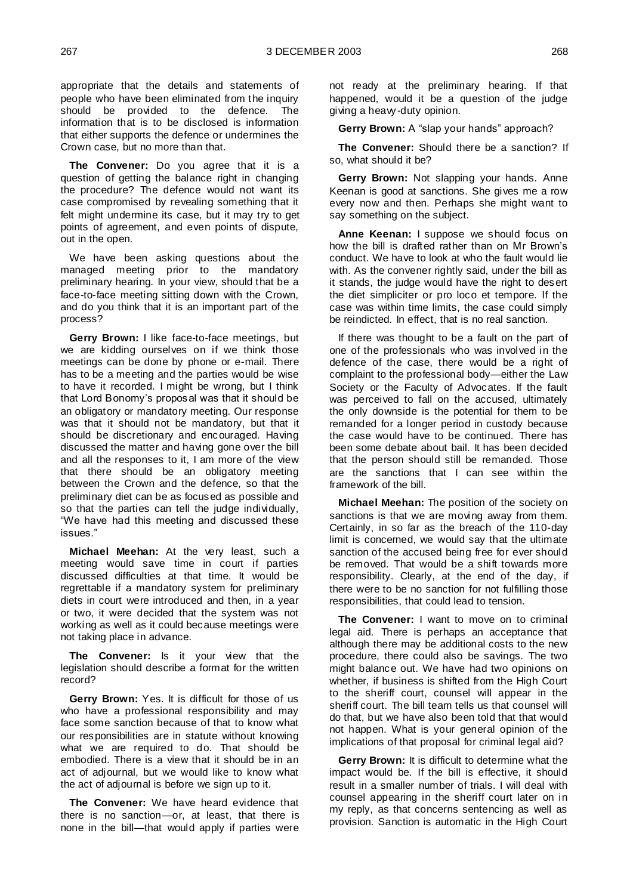appropriate that the details and statements of people who have been eliminated from the inquiry should be provided to the defence. The information that is to be disclosed is information that either supports the defence or undermines the Crown case, but no more than that.

**The Convener:** Do you agree that it is a question of getting the balance right in changing the procedure? The defence would not want its case compromised by revealing something that it felt might undermine its case, but it may try to get points of agreement, and even points of dispute, out in the open.

We have been asking questions about the managed meeting prior to the mandatory preliminary hearing. In your view, should that be a face-to-face meeting sitting down with the Crown, and do you think that it is an important part of the process?

**Gerry Brown:** I like face-to-face meetings, but we are kidding ourselves on if we think those meetings can be done by phone or e-mail. There has to be a meeting and the parties would be wise to have it recorded. I might be wrong, but I think that Lord Bonomy's proposal was that it should be an obligatory or mandatory meeting. Our response was that it should not be mandatory, but that it should be discretionary and encouraged. Having discussed the matter and having gone over the bill and all the responses to it, I am more of the view that there should be an obligatory meeting between the Crown and the defence, so that the preliminary diet can be as focused as possible and so that the parties can tell the judge individually, "We have had this meeting and discussed these issues."

**Michael Meehan:** At the very least, such a meeting would save time in court if parties discussed difficulties at that time. It would be regrettable if a mandatory system for preliminary diets in court were introduced and then, in a year or two, it were decided that the system was not working as well as it could because meetings were not taking place in advance.

**The Convener:** Is it your view that the legislation should describe a format for the written record?

**Gerry Brown:** Yes. It is difficult for those of us who have a professional responsibility and may face some sanction because of that to know what our responsibilities are in statute without knowing what we are required to do. That should be embodied. There is a view that it should be in an act of adjournal, but we would like to know what the act of adjournal is before we sign up to it.

**The Convener:** We have heard evidence that there is no sanction—or, at least, that there is none in the bill—that would apply if parties were not ready at the preliminary hearing. If that happened, would it be a question of the judge giving a heavy-duty opinion.

**Gerry Brown:** A "slap your hands" approach?

**The Convener:** Should there be a sanction? If so, what should it be?

**Gerry Brown:** Not slapping your hands. Anne Keenan is good at sanctions. She gives me a row every now and then. Perhaps she might want to say something on the subject.

**Anne Keenan:** I suppose we should focus on how the bill is drafted rather than on Mr Brown's conduct. We have to look at who the fault would lie with. As the convener rightly said, under the bill as it stands, the judge would have the right to desert the diet simpliciter or pro loco et tempore. If the case was within time limits, the case could simply be reindicted. In effect, that is no real sanction.

If there was thought to be a fault on the part of one of the professionals who was involved in the defence of the case, there would be a right of complaint to the professional body—either the Law Society or the Faculty of Advocates. If the fault was perceived to fall on the accused, ultimately the only downside is the potential for them to be remanded for a longer period in custody because the case would have to be continued. There has been some debate about bail. It has been decided that the person should still be remanded. Those are the sanctions that I can see within the framework of the bill.

**Michael Meehan:** The position of the society on sanctions is that we are moving away from them. Certainly, in so far as the breach of the 110-day limit is concerned, we would say that the ultimate sanction of the accused being free for ever should be removed. That would be a shift towards more responsibility. Clearly, at the end of the day, if there were to be no sanction for not fulfilling those responsibilities, that could lead to tension.

**The Convener:** I want to move on to criminal legal aid. There is perhaps an acceptance that although there may be additional costs to the new procedure, there could also be savings. The two might balance out. We have had two opinions on whether, if business is shifted from the High Court to the sheriff court, counsel will appear in the sheriff court. The bill team tells us that counsel will do that, but we have also been told that that would not happen. What is your general opinion of the implications of that proposal for criminal legal aid?

**Gerry Brown:** It is difficult to determine what the impact would be. If the bill is effective, it should result in a smaller number of trials. I will deal with counsel appearing in the sheriff court later on in my reply, as that concerns sentencing as well as provision. Sanction is automatic in the High Court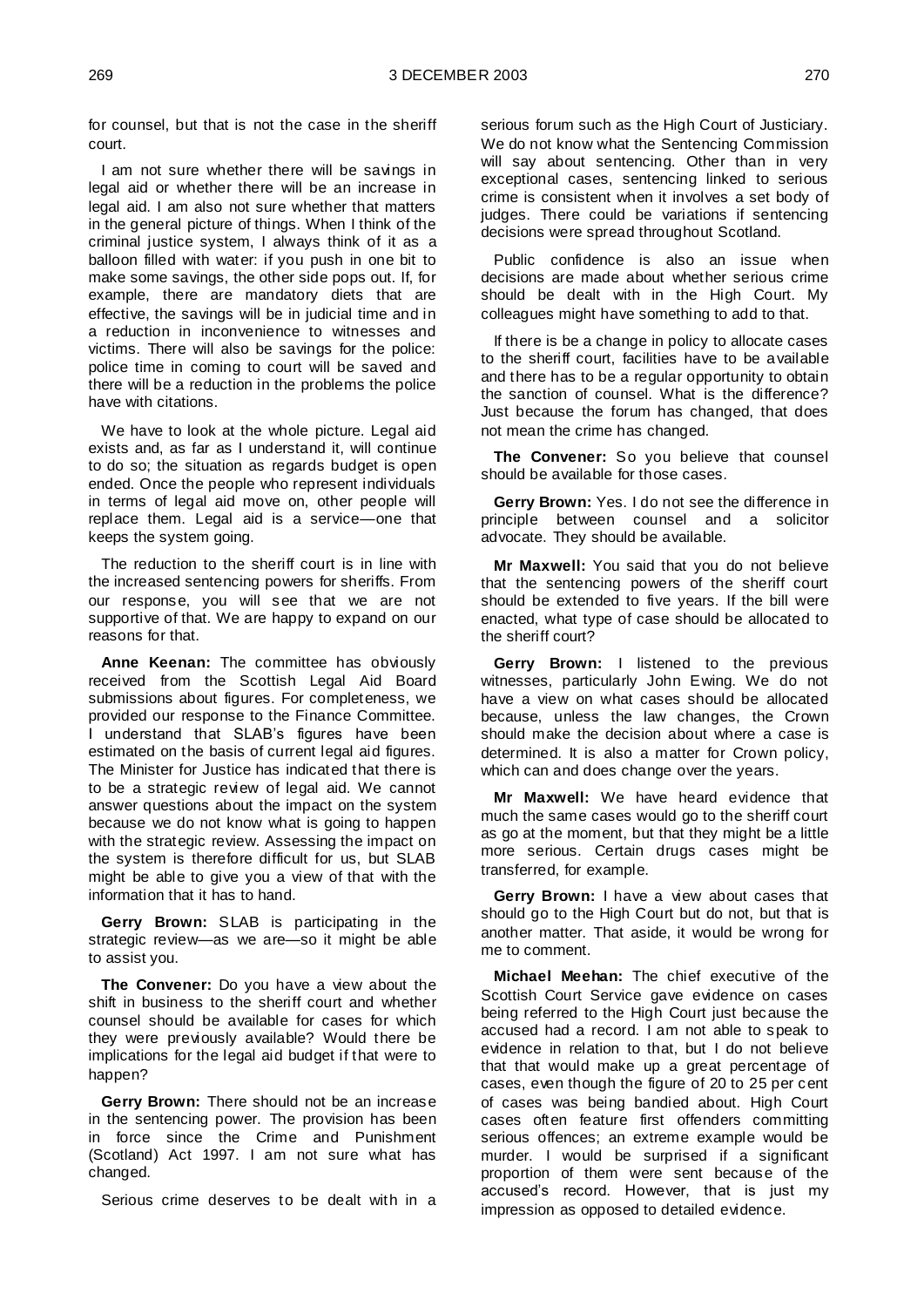for counsel, but that is not the case in the sheriff court.

I am not sure whether there will be savings in legal aid or whether there will be an increase in legal aid. I am also not sure whether that matters in the general picture of things. When I think of the criminal justice system, I always think of it as a balloon filled with water: if you push in one bit to make some savings, the other side pops out. If, for example, there are mandatory diets that are effective, the savings will be in judicial time and in a reduction in inconvenience to witnesses and victims. There will also be savings for the police: police time in coming to court will be saved and there will be a reduction in the problems the police have with citations.

We have to look at the whole picture. Legal aid exists and, as far as I understand it, will continue to do so; the situation as regards budget is open ended. Once the people who represent individuals in terms of legal aid move on, other people will replace them. Legal aid is a service—one that keeps the system going.

The reduction to the sheriff court is in line with the increased sentencing powers for sheriffs. From our response, you will see that we are not supportive of that. We are happy to expand on our reasons for that.

**Anne Keenan:** The committee has obviously received from the Scottish Legal Aid Board submissions about figures. For completeness, we provided our response to the Finance Committee. I understand that SLAB's figures have been estimated on the basis of current legal aid figures. The Minister for Justice has indicated that there is to be a strategic review of legal aid. We cannot answer questions about the impact on the system because we do not know what is going to happen with the strategic review. Assessing the impact on the system is therefore difficult for us, but SLAB might be able to give you a view of that with the information that it has to hand.

**Gerry Brown:** SLAB is participating in the strategic review—as we are—so it might be able to assist you.

**The Convener:** Do you have a view about the shift in business to the sheriff court and whether counsel should be available for cases for which they were previously available? Would there be implications for the legal aid budget if that were to happen?

**Gerry Brown:** There should not be an increase in the sentencing power. The provision has been in force since the Crime and Punishment (Scotland) Act 1997. I am not sure what has changed.

Serious crime deserves to be dealt with in a serious forum such as the High Court of Justiciary. We do not know what the Sentencing Commission will say about sentencing. Other than in very exceptional cases, sentencing linked to serious crime is consistent when it involves a set body of judges. There could be variations if sentencing decisions were spread throughout Scotland.

Public confidence is also an issue when decisions are made about whether serious crime should be dealt with in the High Court. My colleagues might have something to add to that.

If there is be a change in policy to allocate cases to the sheriff court, facilities have to be available and there has to be a regular opportunity to obtain the sanction of counsel. What is the difference? Just because the forum has changed, that does not mean the crime has changed.

**The Convener:** So you believe that counsel should be available for those cases.

**Gerry Brown:** Yes. I do not see the difference in principle between counsel and a solicitor advocate. They should be available.

**Mr Maxwell:** You said that you do not believe that the sentencing powers of the sheriff court should be extended to five years. If the bill were enacted, what type of case should be allocated to the sheriff court?

**Gerry Brown:** I listened to the previous witnesses, particularly John Ewing. We do not have a view on what cases should be allocated because, unless the law changes, the Crown should make the decision about where a case is determined. It is also a matter for Crown policy, which can and does change over the years.

**Mr Maxwell:** We have heard evidence that much the same cases would go to the sheriff court as go at the moment, but that they might be a little more serious. Certain drugs cases might be transferred, for example.

**Gerry Brown:** I have a view about cases that should go to the High Court but do not, but that is another matter. That aside, it would be wrong for me to comment.

**Michael Meehan:** The chief executive of the Scottish Court Service gave evidence on cases being referred to the High Court just because the accused had a record. I am not able to speak to evidence in relation to that, but I do not believe that that would make up a great percentage of cases, even though the figure of 20 to 25 per cent of cases was being bandied about. High Court cases often feature first offenders committing serious offences; an extreme example would be murder. I would be surprised if a significant proportion of them were sent because of the accused's record. However, that is just my impression as opposed to detailed evidence.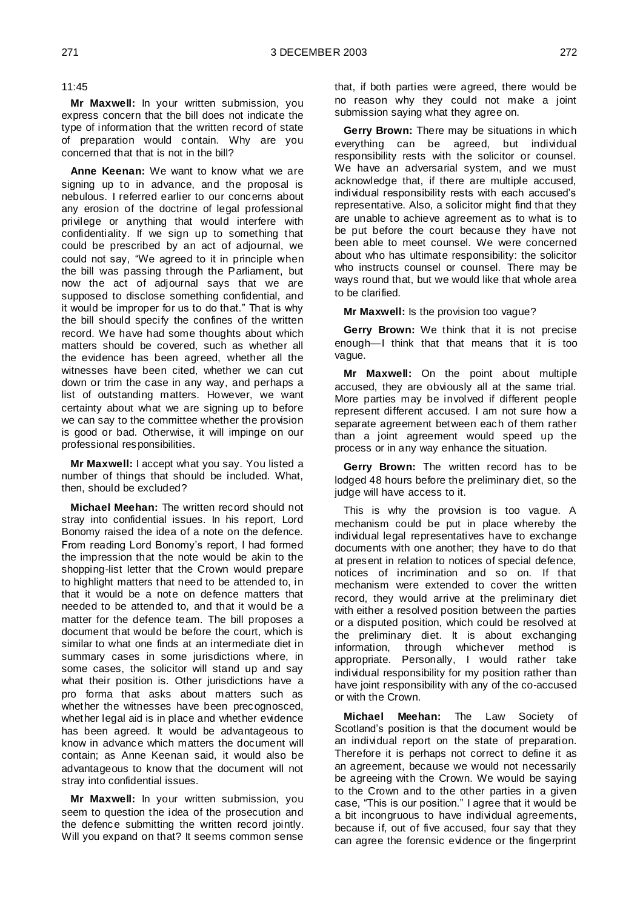11:45

**Mr Maxwell:** In your written submission, you express concern that the bill does not indicate the type of information that the written record of state of preparation would contain. Why are you concerned that that is not in the bill?

**Anne Keenan:** We want to know what we are signing up to in advance, and the proposal is nebulous. I referred earlier to our concerns about any erosion of the doctrine of legal professional privilege or anything that would interfere with confidentiality. If we sign up to something that could be prescribed by an act of adjournal, we could not say, "We agreed to it in principle when the bill was passing through the Parliament, but now the act of adjournal says that we are supposed to disclose something confidential, and it would be improper for us to do that." That is why the bill should specify the confines of the written record. We have had some thoughts about which matters should be covered, such as whether all the evidence has been agreed, whether all the witnesses have been cited, whether we can cut down or trim the case in any way, and perhaps a list of outstanding matters. However, we want certainty about what we are signing up to before we can say to the committee whether the provision is good or bad. Otherwise, it will impinge on our professional responsibilities.

**Mr Maxwell:** I accept what you say. You listed a number of things that should be included. What, then, should be excluded?

**Michael Meehan:** The written record should not stray into confidential issues. In his report, Lord Bonomy raised the idea of a note on the defence. From reading Lord Bonomy's report, I had formed the impression that the note would be akin to the shopping-list letter that the Crown would prepare to highlight matters that need to be attended to, in that it would be a note on defence matters that needed to be attended to, and that it would be a matter for the defence team. The bill proposes a document that would be before the court, which is similar to what one finds at an intermediate diet in summary cases in some jurisdictions where, in some cases, the solicitor will stand up and say what their position is. Other jurisdictions have a pro forma that asks about matters such as whether the witnesses have been precognosced, whether legal aid is in place and whether evidence has been agreed. It would be advantageous to know in advance which matters the document will contain; as Anne Keenan said, it would also be advantageous to know that the document will not stray into confidential issues.

**Mr Maxwell:** In your written submission, you seem to question the idea of the prosecution and the defence submitting the written record jointly. Will you expand on that? It seems common sense that, if both parties were agreed, there would be no reason why they could not make a joint submission saying what they agree on.

**Gerry Brown:** There may be situations in which everything can be agreed, but individual responsibility rests with the solicitor or counsel. We have an adversarial system, and we must acknowledge that, if there are multiple accused, individual responsibility rests with each accused's representative. Also, a solicitor might find that they are unable to achieve agreement as to what is to be put before the court because they have not been able to meet counsel. We were concerned about who has ultimate responsibility: the solicitor who instructs counsel or counsel. There may be ways round that, but we would like that whole area to be clarified.

**Mr Maxwell:** Is the provision too vague?

**Gerry Brown:** We think that it is not precise enough—I think that that means that it is too vague.

**Mr Maxwell:** On the point about multiple accused, they are obviously all at the same trial. More parties may be involved if different people represent different accused. I am not sure how a separate agreement between each of them rather than a joint agreement would speed up the process or in any way enhance the situation.

**Gerry Brown:** The written record has to be lodged 48 hours before the preliminary diet, so the judge will have access to it.

This is why the provision is too vague. A mechanism could be put in place whereby the individual legal representatives have to exchange documents with one another; they have to do that at present in relation to notices of special defence, notices of incrimination and so on. If that mechanism were extended to cover the written record, they would arrive at the preliminary diet with either a resolved position between the parties or a disputed position, which could be resolved at the preliminary diet. It is about exchanging information, through whichever method is appropriate. Personally, I would rather take individual responsibility for my position rather than have joint responsibility with any of the co-accused or with the Crown.

**Michael Meehan:** The Law Society of Scotland's position is that the document would be an individual report on the state of preparation. Therefore it is perhaps not correct to define it as an agreement, because we would not necessarily be agreeing with the Crown. We would be saying to the Crown and to the other parties in a given case, "This is our position." I agree that it would be a bit incongruous to have individual agreements, because if, out of five accused, four say that they can agree the forensic evidence or the fingerprint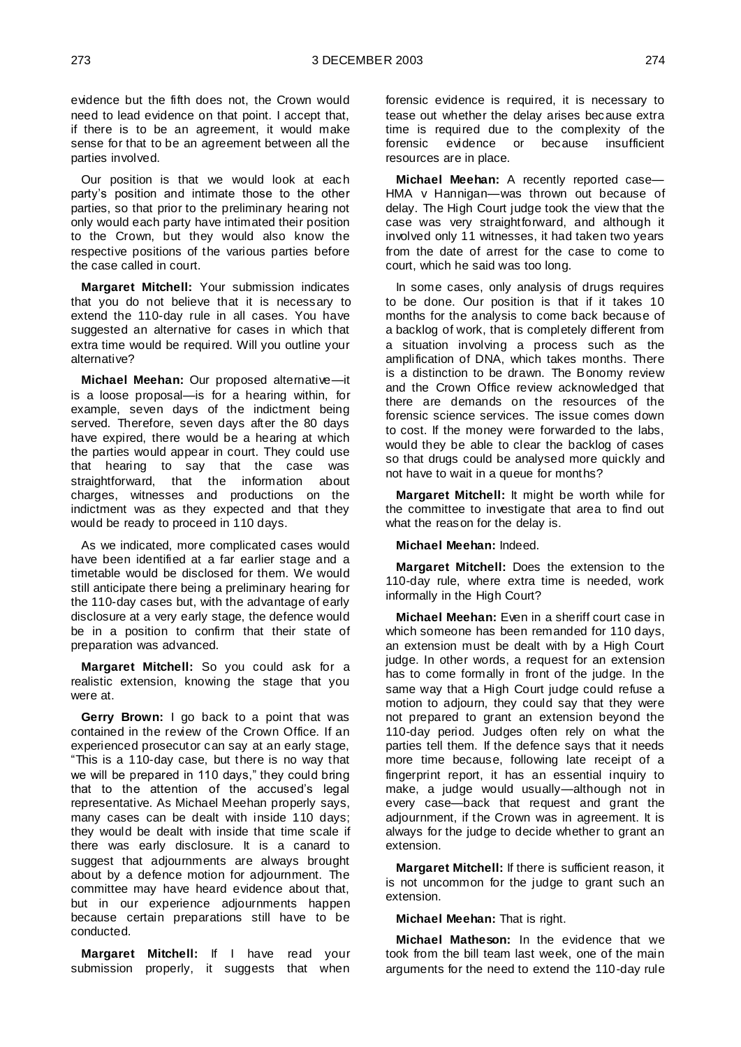evidence but the fifth does not, the Crown would need to lead evidence on that point. I accept that, if there is to be an agreement, it would make sense for that to be an agreement between all the parties involved.

Our position is that we would look at each party's position and intimate those to the other parties, so that prior to the preliminary hearing not only would each party have intimated their position to the Crown, but they would also know the respective positions of the various parties before the case called in court.

**Margaret Mitchell:** Your submission indicates that you do not believe that it is necessary to extend the 110-day rule in all cases. You have suggested an alternative for cases in which that extra time would be required. Will you outline your alternative?

**Michael Meehan:** Our proposed alternative—it is a loose proposal—is for a hearing within, for example, seven days of the indictment being served. Therefore, seven days after the 80 days have expired, there would be a hearing at which the parties would appear in court. They could use that hearing to say that the case was straightforward, that the information about charges, witnesses and productions on the indictment was as they expected and that they would be ready to proceed in 110 days.

As we indicated, more complicated cases would have been identified at a far earlier stage and a timetable would be disclosed for them. We would still anticipate there being a preliminary hearing for the 110-day cases but, with the advantage of early disclosure at a very early stage, the defence would be in a position to confirm that their state of preparation was advanced.

**Margaret Mitchell:** So you could ask for a realistic extension, knowing the stage that you were at.

**Gerry Brown:** I go back to a point that was contained in the review of the Crown Office. If an experienced prosecutor can say at an early stage, "This is a 110-day case, but there is no way that we will be prepared in 110 days," they could bring that to the attention of the accused's legal representative. As Michael Meehan properly says, many cases can be dealt with inside 110 days; they would be dealt with inside that time scale if there was early disclosure. It is a canard to suggest that adjournments are always brought about by a defence motion for adjournment. The committee may have heard evidence about that, but in our experience adjournments happen because certain preparations still have to be conducted.

**Margaret Mitchell:** If I have read your submission properly, it suggests that when forensic evidence is required, it is necessary to tease out whether the delay arises because extra time is required due to the complexity of the forensic evidence or because insufficient resources are in place.

**Michael Meehan:** A recently reported case—HMA v Hannigan—was thrown out because of delay. The High Court judge took the view that the case was very straightforward, and although it involved only 11 witnesses, it had taken two years from the date of arrest for the case to come to court, which he said was too long.

In some cases, only analysis of drugs requires to be done. Our position is that if it takes 10 months for the analysis to come back because of a backlog of work, that is completely different from a situation involving a process such as the amplification of DNA, which takes months. There is a distinction to be drawn. The Bonomy review and the Crown Office review acknowledged that there are demands on the resources of the forensic science services. The issue comes down to cost. If the money were forwarded to the labs, would they be able to clear the backlog of cases so that drugs could be analysed more quickly and not have to wait in a queue for months?

**Margaret Mitchell:** It might be worth while for the committee to investigate that area to find out what the reason for the delay is.

**Michael Meehan:** Indeed.

**Margaret Mitchell:** Does the extension to the 110-day rule, where extra time is needed, work informally in the High Court?

**Michael Meehan:** Even in a sheriff court case in which someone has been remanded for 110 days, an extension must be dealt with by a High Court judge. In other words, a request for an extension has to come formally in front of the judge. In the same way that a High Court judge could refuse a motion to adjourn, they could say that they were not prepared to grant an extension beyond the 110-day period. Judges often rely on what the parties tell them. If the defence says that it needs more time because, following late receipt of a fingerprint report, it has an essential inquiry to make, a judge would usually—although not in every case—back that request and grant the adjournment, if the Crown was in agreement. It is always for the judge to decide whether to grant an extension.

**Margaret Mitchell:** If there is sufficient reason, it is not uncommon for the judge to grant such an extension.

**Michael Meehan:** That is right.

**Michael Matheson:** In the evidence that we took from the bill team last week, one of the main arguments for the need to extend the 110-day rule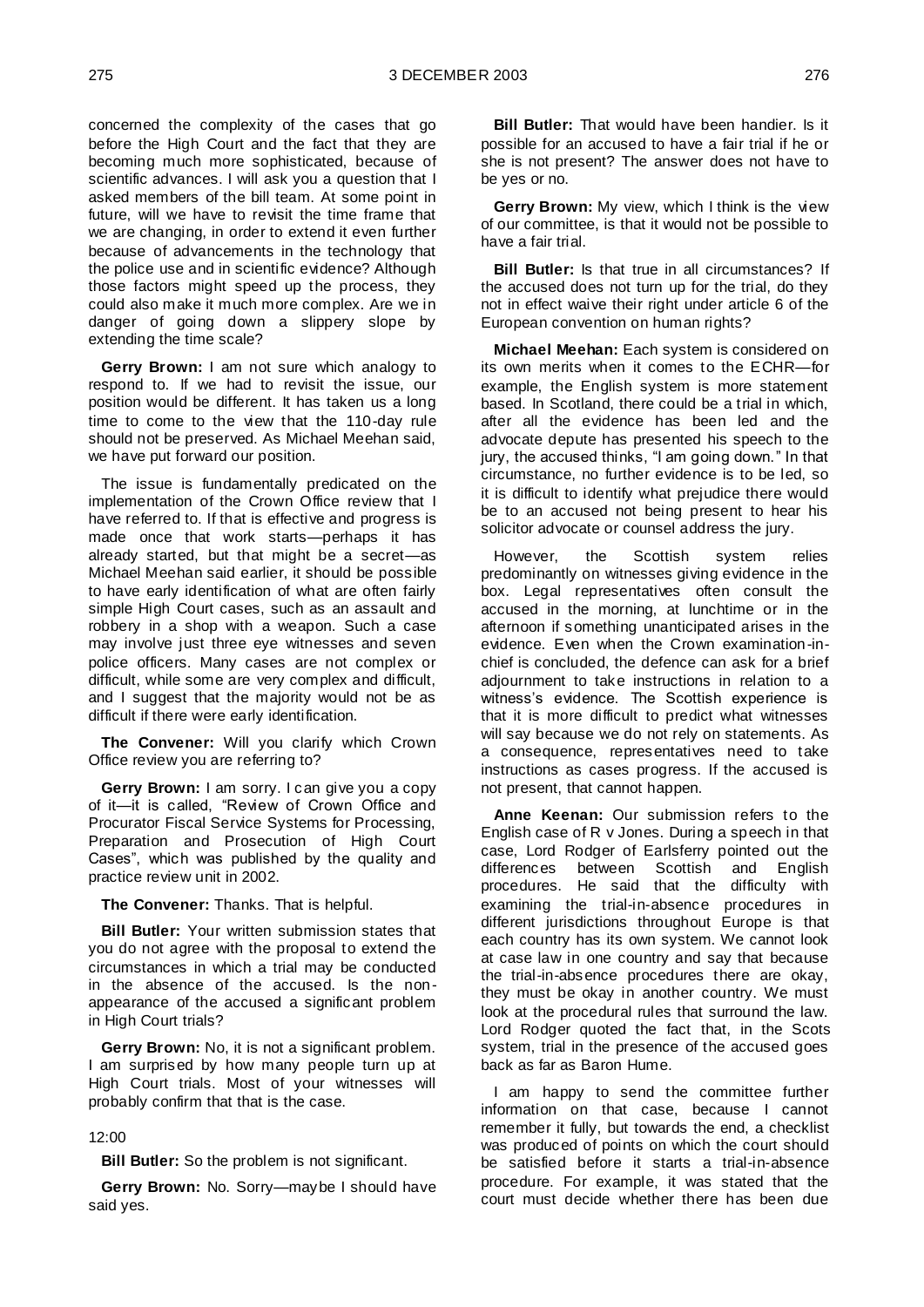concerned the complexity of the cases that go before the High Court and the fact that they are becoming much more sophisticated, because of scientific advances. I will ask you a question that I asked members of the bill team. At some point in future, will we have to revisit the time frame that we are changing, in order to extend it even further because of advancements in the technology that the police use and in scientific evidence? Although those factors might speed up the process, they could also make it much more complex. Are we in danger of going down a slippery slope by extending the time scale?

**Gerry Brown:** I am not sure which analogy to respond to. If we had to revisit the issue, our position would be different. It has taken us a long time to come to the view that the 110-day rule should not be preserved. As Michael Meehan said, we have put forward our position.

The issue is fundamentally predicated on the implementation of the Crown Office review that I have referred to. If that is effective and progress is made once that work starts—perhaps it has already started, but that might be a secret—as Michael Meehan said earlier, it should be possible to have early identification of what are often fairly simple High Court cases, such as an assault and robbery in a shop with a weapon. Such a case may involve just three eye witnesses and seven police officers. Many cases are not complex or difficult, while some are very complex and difficult, and I suggest that the majority would not be as difficult if there were early identification.

**The Convener:** Will you clarify which Crown Office review you are referring to?

**Gerry Brown:** I am sorry. I can give you a copy of it—it is called, "Review of Crown Office and Procurator Fiscal Service Systems for Processing, Preparation and Prosecution of High Court Cases", which was published by the quality and practice review unit in 2002.

**The Convener:** Thanks. That is helpful.

**Bill Butler:** Your written submission states that you do not agree with the proposal to extend the circumstances in which a trial may be conducted in the absence of the accused. Is the non-appearance of the accused a significant problem in High Court trials?

**Gerry Brown:** No, it is not a significant problem. I am surprised by how many people turn up at High Court trials. Most of your witnesses will probably confirm that that is the case.

12:00

**Bill Butler:** So the problem is not significant.

**Gerry Brown:** No. Sorry—maybe I should have said yes.

**Bill Butler:** That would have been handier. Is it possible for an accused to have a fair trial if he or she is not present? The answer does not have to be yes or no.

**Gerry Brown:** My view, which I think is the view of our committee, is that it would not be possible to have a fair trial.

**Bill Butler:** Is that true in all circumstances? If the accused does not turn up for the trial, do they not in effect waive their right under article 6 of the European convention on human rights?

**Michael Meehan:** Each system is considered on its own merits when it comes to the ECHR—for example, the English system is more statement based. In Scotland, there could be a trial in which, after all the evidence has been led and the advocate depute has presented his speech to the jury, the accused thinks, "I am going down." In that circumstance, no further evidence is to be led, so it is difficult to identify what prejudice there would be to an accused not being present to hear his solicitor advocate or counsel address the jury.

However, the Scottish system relies predominantly on witnesses giving evidence in the box. Legal representatives often consult the accused in the morning, at lunchtime or in the afternoon if something unanticipated arises in the evidence. Even when the Crown examination-in-chief is concluded, the defence can ask for a brief adjournment to take instructions in relation to a witness's evidence. The Scottish experience is that it is more difficult to predict what witnesses will say because we do not rely on statements. As a consequence, representatives need to take instructions as cases progress. If the accused is not present, that cannot happen.

**Anne Keenan:** Our submission refers to the English case of R v Jones. During a speech in that case, Lord Rodger of Earlsferry pointed out the differences between Scottish and English procedures. He said that the difficulty with examining the trial-in-absence procedures in different jurisdictions throughout Europe is that each country has its own system. We cannot look at case law in one country and say that because the trial-in-absence procedures there are okay, they must be okay in another country. We must look at the procedural rules that surround the law. Lord Rodger quoted the fact that, in the Scots system, trial in the presence of the accused goes back as far as Baron Hume.

I am happy to send the committee further information on that case, because I cannot remember it fully, but towards the end, a checklist was produced of points on which the court should be satisfied before it starts a trial-in-absence procedure. For example, it was stated that the court must decide whether there has been due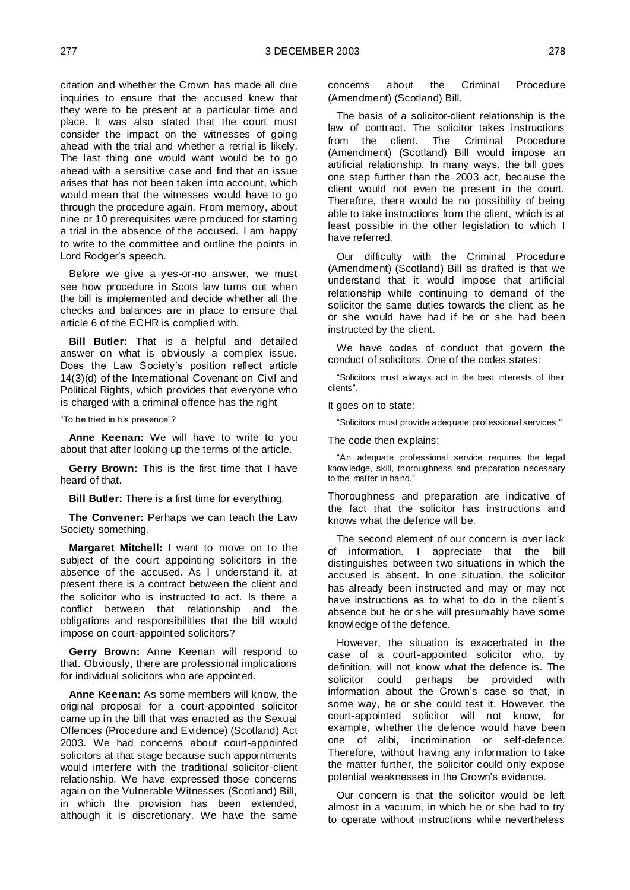citation and whether the Crown has made all due inquiries to ensure that the accused knew that they were to be present at a particular time and place. It was also stated that the court must consider the impact on the witnesses of going ahead with the trial and whether a retrial is likely. The last thing one would want would be to go ahead with a sensitive case and find that an issue arises that has not been taken into account, which would mean that the witnesses would have to go through the procedure again. From memory, about nine or 10 prerequisites were produced for starting a trial in the absence of the accused. I am happy to write to the committee and outline the points in Lord Rodger's speech.

Before we give a yes-or-no answer, we must see how procedure in Scots law turns out when the bill is implemented and decide whether all the checks and balances are in place to ensure that article 6 of the ECHR is complied with.

**Bill Butler:** That is a helpful and detailed answer on what is obviously a complex issue. Does the Law Society's position reflect article 14(3)(d) of the International Covenant on Civil and Political Rights, which provides that everyone who is charged with a criminal offence has the right

"To be tried in his presence"?

**Anne Keenan:** We will have to write to you about that after looking up the terms of the article.

**Gerry Brown:** This is the first time that I have heard of that.

**Bill Butler:** There is a first time for everything.

**The Convener:** Perhaps we can teach the Law Society something.

**Margaret Mitchell:** I want to move on to the subject of the court appointing solicitors in the absence of the accused. As I understand it, at present there is a contract between the client and the solicitor who is instructed to act. Is there a conflict between that relationship and the obligations and responsibilities that the bill would impose on court-appointed solicitors?

**Gerry Brown:** Anne Keenan will respond to that. Obviously, there are professional implications for individual solicitors who are appointed.

**Anne Keenan:** As some members will know, the original proposal for a court-appointed solicitor came up in the bill that was enacted as the Sexual Offences (Procedure and Evidence) (Scotland) Act 2003. We had concerns about court-appointed solicitors at that stage because such appointments would interfere with the traditional solicitor-client relationship. We have expressed those concerns again on the Vulnerable Witnesses (Scotland) Bill, in which the provision has been extended, although it is discretionary. We have the same concerns about the Criminal Procedure (Amendment) (Scotland) Bill.

The basis of a solicitor-client relationship is the law of contract. The solicitor takes instructions from the client. The Criminal Procedure (Amendment) (Scotland) Bill would impose an artificial relationship. In many ways, the bill goes one step further than the 2003 act, because the client would not even be present in the court. Therefore, there would be no possibility of being able to take instructions from the client, which is at least possible in the other legislation to which I have referred.

Our difficulty with the Criminal Procedure (Amendment) (Scotland) Bill as drafted is that we understand that it would impose that artificial relationship while continuing to demand of the solicitor the same duties towards the client as he or she would have had if he or she had been instructed by the client.

We have codes of conduct that govern the conduct of solicitors. One of the codes states:

"Solicitors must always act in the best interests of their clients".

It goes on to state:

"Solicitors must provide adequate professional services."

The code then explains:

"An adequate professional service requires the legal knowledge, skill, thoroughness and preparation necessary to the matter in hand."

Thoroughness and preparation are indicative of the fact that the solicitor has instructions and knows what the defence will be.

The second element of our concern is over lack of information. I appreciate that the bill distinguishes between two situations in which the accused is absent. In one situation, the solicitor has already been instructed and may or may not have instructions as to what to do in the client's absence but he or she will presumably have some knowledge of the defence.

However, the situation is exacerbated in the case of a court-appointed solicitor who, by definition, will not know what the defence is. The solicitor could perhaps be provided with information about the Crown's case so that, in some way, he or she could test it. However, the court-appointed solicitor will not know, for example, whether the defence would have been one of alibi, incrimination or self-defence. Therefore, without having any information to take the matter further, the solicitor could only expose potential weaknesses in the Crown's evidence.

Our concern is that the solicitor would be left almost in a vacuum, in which he or she had to try to operate without instructions while nevertheless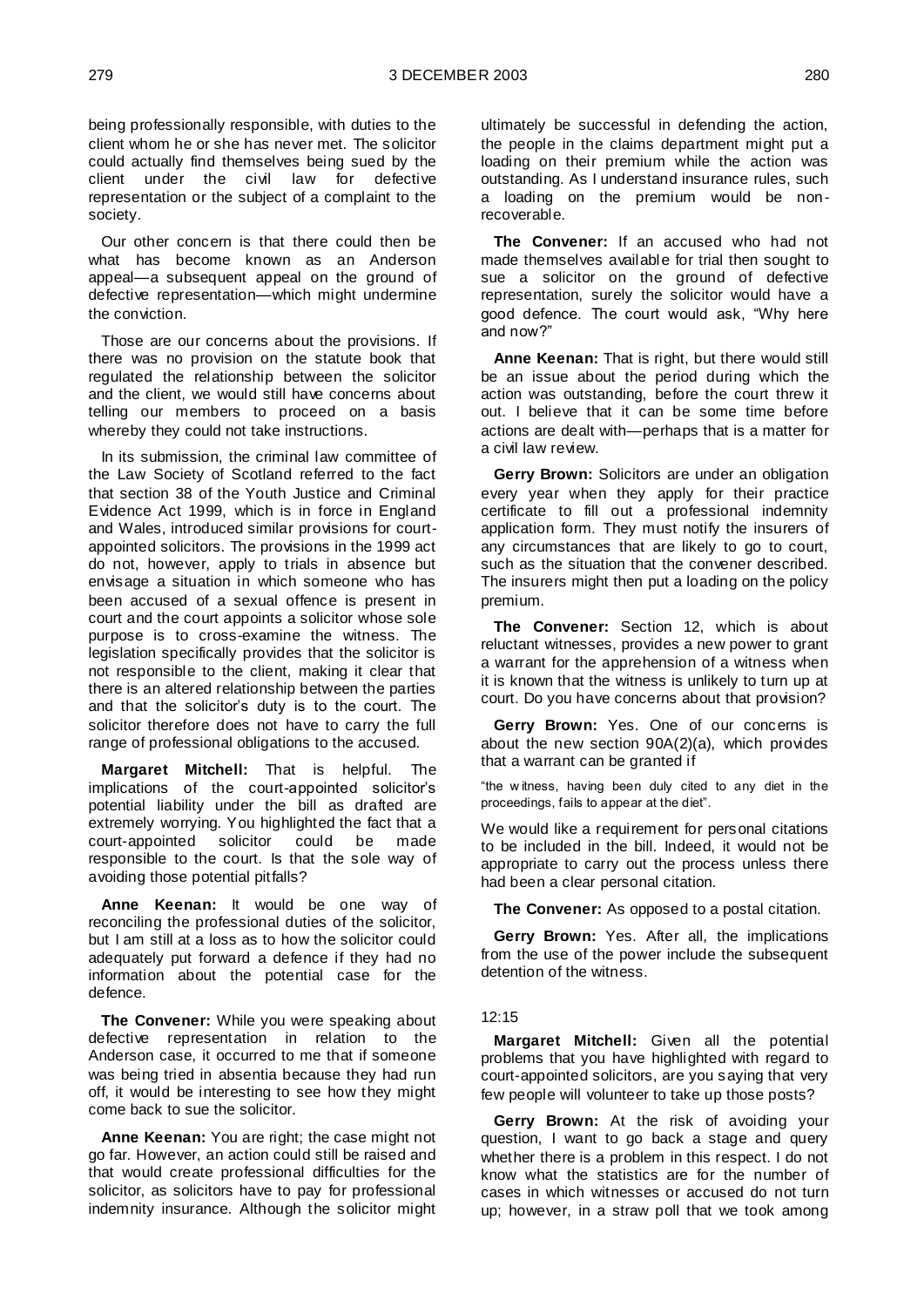being professionally responsible, with duties to the client whom he or she has never met. The solicitor could actually find themselves being sued by the client under the civil law for defective representation or the subject of a complaint to the society.

Our other concern is that there could then be what has become known as an Anderson appeal—a subsequent appeal on the ground of defective representation—which might undermine the conviction.

Those are our concerns about the provisions. If there was no provision on the statute book that regulated the relationship between the solicitor and the client, we would still have concerns about telling our members to proceed on a basis whereby they could not take instructions.

In its submission, the criminal law committee of the Law Society of Scotland referred to the fact that section 38 of the Youth Justice and Criminal Evidence Act 1999, which is in force in England and Wales, introduced similar provisions for court-appointed solicitors. The provisions in the 1999 act do not, however, apply to trials in absence but envisage a situation in which someone who has been accused of a sexual offence is present in court and the court appoints a solicitor whose sole purpose is to cross-examine the witness. The legislation specifically provides that the solicitor is not responsible to the client, making it clear that there is an altered relationship between the parties and that the solicitor's duty is to the court. The solicitor therefore does not have to carry the full range of professional obligations to the accused.

**Margaret Mitchell:** That is helpful. The implications of the court-appointed solicitor's potential liability under the bill as drafted are extremely worrying. You highlighted the fact that a court-appointed solicitor could be made responsible to the court. Is that the sole way of avoiding those potential pitfalls?

**Anne Keenan:** It would be one way of reconciling the professional duties of the solicitor, but I am still at a loss as to how the solicitor could adequately put forward a defence if they had no information about the potential case for the defence.

**The Convener:** While you were speaking about defective representation in relation to the Anderson case, it occurred to me that if someone was being tried in absentia because they had run off, it would be interesting to see how they might come back to sue the solicitor.

**Anne Keenan:** You are right; the case might not go far. However, an action could still be raised and that would create professional difficulties for the solicitor, as solicitors have to pay for professional indemnity insurance. Although the solicitor might ultimately be successful in defending the action, the people in the claims department might put a loading on their premium while the action was outstanding. As I understand insurance rules, such a loading on the premium would be non-recoverable.

**The Convener:** If an accused who had not made themselves available for trial then sought to sue a solicitor on the ground of defective representation, surely the solicitor would have a good defence. The court would ask, "Why here and now?"

**Anne Keenan:** That is right, but there would still be an issue about the period during which the action was outstanding, before the court threw it out. I believe that it can be some time before actions are dealt with—perhaps that is a matter for a civil law review.

**Gerry Brown:** Solicitors are under an obligation every year when they apply for their practice certificate to fill out a professional indemnity application form. They must notify the insurers of any circumstances that are likely to go to court, such as the situation that the convener described. The insurers might then put a loading on the policy premium.

**The Convener:** Section 12, which is about reluctant witnesses, provides a new power to grant a warrant for the apprehension of a witness when it is known that the witness is unlikely to turn up at court. Do you have concerns about that provision?

**Gerry Brown:** Yes. One of our concerns is about the new section 90A(2)(a), which provides that a warrant can be granted if

"the witness, having been duly cited to any diet in the proceedings, fails to appear at the diet".

We would like a requirement for personal citations to be included in the bill. Indeed, it would not be appropriate to carry out the process unless there had been a clear personal citation.

**The Convener:** As opposed to a postal citation.

**Gerry Brown:** Yes. After all, the implications from the use of the power include the subsequent detention of the witness.

12:15

**Margaret Mitchell:** Given all the potential problems that you have highlighted with regard to court-appointed solicitors, are you saying that very few people will volunteer to take up those posts?

**Gerry Brown:** At the risk of avoiding your question, I want to go back a stage and query whether there is a problem in this respect. I do not know what the statistics are for the number of cases in which witnesses or accused do not turn up; however, in a straw poll that we took among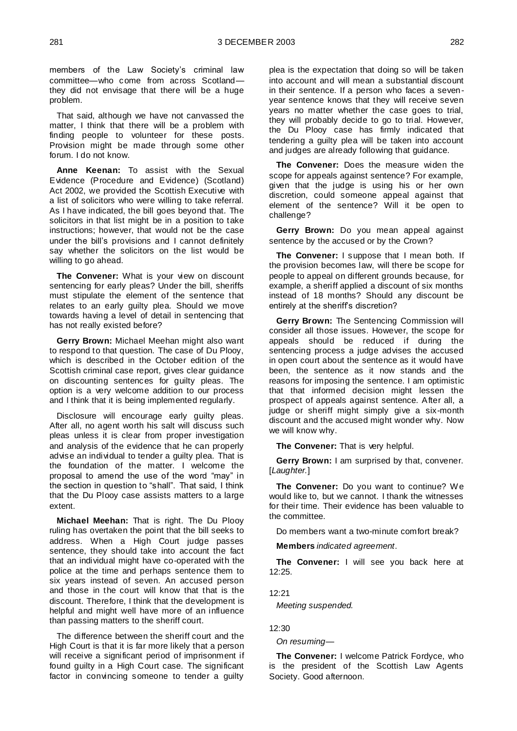members of the Law Society's criminal law committee—who come from across Scotland—they did not envisage that there will be a huge problem.

That said, although we have not canvassed the matter, I think that there will be a problem with finding people to volunteer for these posts. Provision might be made through some other forum. I do not know.

**Anne Keenan:** To assist with the Sexual Evidence (Procedure and Evidence) (Scotland) Act 2002, we provided the Scottish Executive with a list of solicitors who were willing to take referral. As I have indicated, the bill goes beyond that. The solicitors in that list might be in a position to take instructions; however, that would not be the case under the bill's provisions and I cannot definitely say whether the solicitors on the list would be willing to go ahead.

**The Convener:** What is your view on discount sentencing for early pleas? Under the bill, sheriffs must stipulate the element of the sentence that relates to an early guilty plea. Should we move towards having a level of detail in sentencing that has not really existed before?

**Gerry Brown:** Michael Meehan might also want to respond to that question. The case of Du Plooy, which is described in the October edition of the Scottish criminal case report, gives clear guidance on discounting sentences for guilty pleas. The option is a very welcome addition to our process and I think that it is being implemented regularly.

Disclosure will encourage early guilty pleas. After all, no agent worth his salt will discuss such pleas unless it is clear from proper investigation and analysis of the evidence that he can properly advise an individual to tender a guilty plea. That is the foundation of the matter. I welcome the proposal to amend the use of the word "may" in the section in question to "shall". That said, I think that the Du Plooy case assists matters to a large extent.

**Michael Meehan:** That is right. The Du Plooy ruling has overtaken the point that the bill seeks to address. When a High Court judge passes sentence, they should take into account the fact that an individual might have co-operated with the police at the time and perhaps sentence them to six years instead of seven. An accused person and those in the court will know that that is the discount. Therefore, I think that the development is helpful and might well have more of an influence than passing matters to the sheriff court.

The difference between the sheriff court and the High Court is that it is far more likely that a person will receive a significant period of imprisonment if found guilty in a High Court case. The significant factor in convincing someone to tender a guilty plea is the expectation that doing so will be taken into account and will mean a substantial discount in their sentence. If a person who faces a seven-year sentence knows that they will receive seven years no matter whether the case goes to trial, they will probably decide to go to trial. However, the Du Plooy case has firmly indicated that tendering a guilty plea will be taken into account and judges are already following that guidance.

**The Convener:** Does the measure widen the scope for appeals against sentence? For example, given that the judge is using his or her own discretion, could someone appeal against that element of the sentence? Will it be open to challenge?

**Gerry Brown:** Do you mean appeal against sentence by the accused or by the Crown?

**The Convener:** I suppose that I mean both. If the provision becomes law, will there be scope for people to appeal on different grounds because, for example, a sheriff applied a discount of six months instead of 18 months? Should any discount be entirely at the sheriff's discretion?

**Gerry Brown:** The Sentencing Commission will consider all those issues. However, the scope for appeals should be reduced if during the sentencing process a judge advises the accused in open court about the sentence as it would have been, the sentence as it now stands and the reasons for imposing the sentence. I am optimistic that that informed decision might lessen the prospect of appeals against sentence. After all, a judge or sheriff might simply give a six-month discount and the accused might wonder why. Now we will know why.

**The Convener:** That is very helpful.

**Gerry Brown:** I am surprised by that, convener. [*Laughter.*]

**The Convener:** Do you want to continue? We would like to, but we cannot. I thank the witnesses for their time. Their evidence has been valuable to the committee.

Do members want a two-minute comfort break?

**Members** *indicated agreement*.

**The Convener:** I will see you back here at 12:25.

12:21

*Meeting suspended.*

12:30

*On resuming—*

**The Convener:** I welcome Patrick Fordyce, who is the president of the Scottish Law Agents Society. Good afternoon.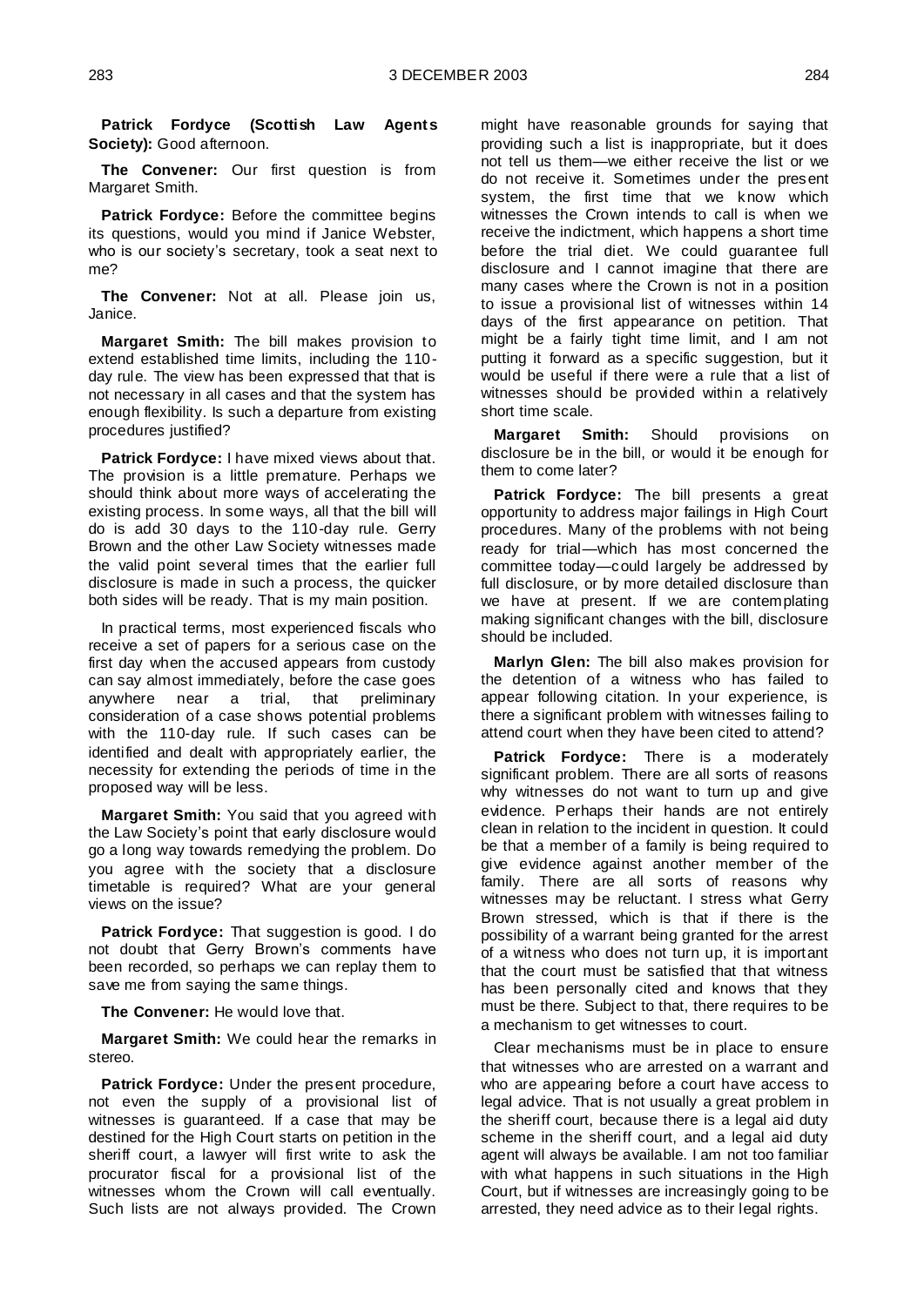**Patrick Fordyce (Scottish Law Agents Society):** Good afternoon.

**The Convener:** Our first question is from Margaret Smith.

**Patrick Fordyce:** Before the committee begins its questions, would you mind if Janice Webster, who is our society's secretary, took a seat next to me?

**The Convener:** Not at all. Please join us, Janice.

**Margaret Smith:** The bill makes provision to extend established time limits, including the 110-day rule. The view has been expressed that that is not necessary in all cases and that the system has enough flexibility. Is such a departure from existing procedures justified?

**Patrick Fordyce:** I have mixed views about that. The provision is a little premature. Perhaps we should think about more ways of accelerating the existing process. In some ways, all that the bill will do is add 30 days to the 110-day rule. Gerry Brown and the other Law Society witnesses made the valid point several times that the earlier full disclosure is made in such a process, the quicker both sides will be ready. That is my main position.

In practical terms, most experienced fiscals who receive a set of papers for a serious case on the first day when the accused appears from custody can say almost immediately, before the case goes anywhere near a trial, that preliminary consideration of a case shows potential problems with the 110-day rule. If such cases can be identified and dealt with appropriately earlier, the necessity for extending the periods of time in the proposed way will be less.

**Margaret Smith:** You said that you agreed with the Law Society's point that early disclosure would go a long way towards remedying the problem. Do you agree with the society that a disclosure timetable is required? What are your general views on the issue?

**Patrick Fordyce:** That suggestion is good. I do not doubt that Gerry Brown's comments have been recorded, so perhaps we can replay them to save me from saying the same things.

**The Convener:** He would love that.

**Margaret Smith:** We could hear the remarks in stereo.

**Patrick Fordyce:** Under the present procedure, not even the supply of a provisional list of witnesses is guaranteed. If a case that may be destined for the High Court starts on petition in the sheriff court, a lawyer will first write to ask the procurator fiscal for a provisional list of the witnesses whom the Crown will call eventually. Such lists are not always provided. The Crown might have reasonable grounds for saying that providing such a list is inappropriate, but it does not tell us them—we either receive the list or we do not receive it. Sometimes under the present system, the first time that we know which witnesses the Crown intends to call is when we receive the indictment, which happens a short time before the trial diet. We could guarantee full disclosure and I cannot imagine that there are many cases where the Crown is not in a position to issue a provisional list of witnesses within 14 days of the first appearance on petition. That might be a fairly tight time limit, and I am not putting it forward as a specific suggestion, but it would be useful if there were a rule that a list of witnesses should be provided within a relatively short time scale.

**Margaret Smith:** Should provisions on disclosure be in the bill, or would it be enough for them to come later?

**Patrick Fordyce:** The bill presents a great opportunity to address major failings in High Court procedures. Many of the problems with not being ready for trial—which has most concerned the committee today—could largely be addressed by full disclosure, or by more detailed disclosure than we have at present. If we are contemplating making significant changes with the bill, disclosure should be included.

**Marlyn Glen:** The bill also makes provision for the detention of a witness who has failed to appear following citation. In your experience, is there a significant problem with witnesses failing to attend court when they have been cited to attend?

**Patrick Fordyce:** There is a moderately significant problem. There are all sorts of reasons why witnesses do not want to turn up and give evidence. Perhaps their hands are not entirely clean in relation to the incident in question. It could be that a member of a family is being required to give evidence against another member of the family. There are all sorts of reasons why witnesses may be reluctant. I stress what Gerry Brown stressed, which is that if there is the possibility of a warrant being granted for the arrest of a witness who does not turn up, it is important that the court must be satisfied that that witness has been personally cited and knows that they must be there. Subject to that, there requires to be a mechanism to get witnesses to court.

Clear mechanisms must be in place to ensure that witnesses who are arrested on a warrant and who are appearing before a court have access to legal advice. That is not usually a great problem in the sheriff court, because there is a legal aid duty scheme in the sheriff court, and a legal aid duty agent will always be available. I am not too familiar with what happens in such situations in the High Court, but if witnesses are increasingly going to be arrested, they need advice as to their legal rights.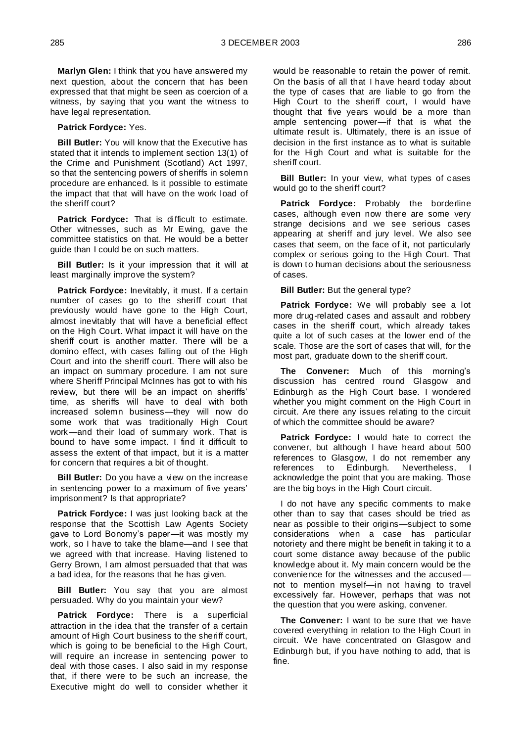**Marlyn Glen:** I think that you have answered my next question, about the concern that has been expressed that that might be seen as coercion of a witness, by saying that you want the witness to have legal representation.

**Patrick Fordyce:** Yes.

**Bill Butler:** You will know that the Executive has stated that it intends to implement section 13(1) of the Crime and Punishment (Scotland) Act 1997, so that the sentencing powers of sheriffs in solemn procedure are enhanced. Is it possible to estimate the impact that that will have on the work load of the sheriff court?

**Patrick Fordyce:** That is difficult to estimate. Other witnesses, such as Mr Ewing, gave the committee statistics on that. He would be a better guide than I could be on such matters.

**Bill Butler:** Is it your impression that it will at least marginally improve the system?

**Patrick Fordyce:** Inevitably, it must. If a certain number of cases go to the sheriff court that previously would have gone to the High Court, almost inevitably that will have a beneficial effect on the High Court. What impact it will have on the sheriff court is another matter. There will be a domino effect, with cases falling out of the High Court and into the sheriff court. There will also be an impact on summary procedure. I am not sure where Sheriff Principal McInnes has got to with his review, but there will be an impact on sheriffs' time, as sheriffs will have to deal with both increased solemn business—they will now do some work that was traditionally High Court work—and their load of summary work. That is bound to have some impact. I find it difficult to assess the extent of that impact, but it is a matter for concern that requires a bit of thought.

**Bill Butler:** Do you have a view on the increase in sentencing power to a maximum of five years' imprisonment? Is that appropriate?

**Patrick Fordyce:** I was just looking back at the response that the Scottish Law Agents Society gave to Lord Bonomy's paper—it was mostly my work, so I have to take the blame—and I see that we agreed with that increase. Having listened to Gerry Brown, I am almost persuaded that that was a bad idea, for the reasons that he has given.

**Bill Butler:** You say that you are almost persuaded. Why do you maintain your view?

**Patrick Fordyce:** There is a superficial attraction in the idea that the transfer of a certain amount of High Court business to the sheriff court, which is going to be beneficial to the High Court, will require an increase in sentencing power to deal with those cases. I also said in my response that, if there were to be such an increase, the Executive might do well to consider whether it would be reasonable to retain the power of remit. On the basis of all that I have heard today about the type of cases that are liable to go from the High Court to the sheriff court, I would have thought that five years would be a more than ample sentencing power—if that is what the ultimate result is. Ultimately, there is an issue of decision in the first instance as to what is suitable for the High Court and what is suitable for the sheriff court.

**Bill Butler:** In your view, what types of cases would go to the sheriff court?

**Patrick Fordyce:** Probably the borderline cases, although even now there are some very strange decisions and we see serious cases appearing at sheriff and jury level. We also see cases that seem, on the face of it, not particularly complex or serious going to the High Court. That is down to human decisions about the seriousness of cases.

**Bill Butler:** But the general type?

**Patrick Fordyce:** We will probably see a lot more drug-related cases and assault and robbery cases in the sheriff court, which already takes quite a lot of such cases at the lower end of the scale. Those are the sort of cases that will, for the most part, graduate down to the sheriff court.

**The Convener:** Much of this morning's discussion has centred round Glasgow and Edinburgh as the High Court base. I wondered whether you might comment on the High Court in circuit. Are there any issues relating to the circuit of which the committee should be aware?

**Patrick Fordyce:** I would hate to correct the convener, but although I have heard about 500 references to Glasgow, I do not remember any references to Edinburgh. Nevertheless, I acknowledge the point that you are making. Those are the big boys in the High Court circuit.

I do not have any specific comments to make other than to say that cases should be tried as near as possible to their origins—subject to some considerations when a case has particular notoriety and there might be benefit in taking it to a court some distance away because of the public knowledge about it. My main concern would be the convenience for the witnesses and the accused—not to mention myself—in not having to travel excessively far. However, perhaps that was not the question that you were asking, convener.

**The Convener:** I want to be sure that we have covered everything in relation to the High Court in circuit. We have concentrated on Glasgow and Edinburgh but, if you have nothing to add, that is fine.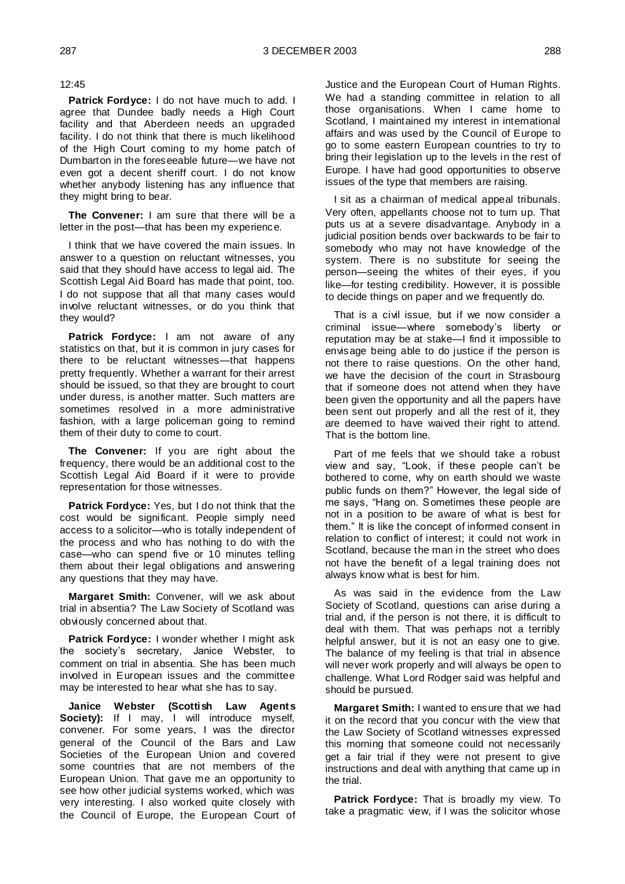12:45

**Patrick Fordyce:** I do not have much to add. I agree that Dundee badly needs a High Court facility and that Aberdeen needs an upgraded facility. I do not think that there is much likelihood of the High Court coming to my home patch of Dumbarton in the foreseeable future—we have not even got a decent sheriff court. I do not know whether anybody listening has any influence that they might bring to bear.

**The Convener:** I am sure that there will be a letter in the post—that has been my experience.

I think that we have covered the main issues. In answer to a question on reluctant witnesses, you said that they should have access to legal aid. The Scottish Legal Aid Board has made that point, too. I do not suppose that all that many cases would involve reluctant witnesses, or do you think that they would?

**Patrick Fordyce:** I am not aware of any statistics on that, but it is common in jury cases for there to be reluctant witnesses—that happens pretty frequently. Whether a warrant for their arrest should be issued, so that they are brought to court under duress, is another matter. Such matters are sometimes resolved in a more administrative fashion, with a large policeman going to remind them of their duty to come to court.

**The Convener:** If you are right about the frequency, there would be an additional cost to the Scottish Legal Aid Board if it were to provide representation for those witnesses.

**Patrick Fordyce:** Yes, but I do not think that the cost would be significant. People simply need access to a solicitor—who is totally independent of the process and who has nothing to do with the case—who can spend five or 10 minutes telling them about their legal obligations and answering any questions that they may have.

**Margaret Smith:** Convener, will we ask about trial in absentia? The Law Society of Scotland was obviously concerned about that.

**Patrick Fordyce:** I wonder whether I might ask the society's secretary, Janice Webster, to comment on trial in absentia. She has been much involved in European issues and the committee may be interested to hear what she has to say.

**Janice Webster (Scottish Law Agents Society):** If I may, I will introduce myself, convener. For some years, I was the director general of the Council of the Bars and Law Societies of the European Union and covered some countries that are not members of the European Union. That gave me an opportunity to see how other judicial systems worked, which was very interesting. I also worked quite closely with the Council of Europe, the European Court of Justice and the European Court of Human Rights. We had a standing committee in relation to all those organisations. When I came home to Scotland, I maintained my interest in international affairs and was used by the Council of Europe to go to some eastern European countries to try to bring their legislation up to the levels in the rest of Europe. I have had good opportunities to observe issues of the type that members are raising.

I sit as a chairman of medical appeal tribunals. Very often, appellants choose not to turn up. That puts us at a severe disadvantage. Anybody in a judicial position bends over backwards to be fair to somebody who may not have knowledge of the system. There is no substitute for seeing the person—seeing the whites of their eyes, if you like—for testing credibility. However, it is possible to decide things on paper and we frequently do.

That is a civil issue, but if we now consider a criminal issue—where somebody's liberty or reputation may be at stake—I find it impossible to envisage being able to do justice if the person is not there to raise questions. On the other hand, we have the decision of the court in Strasbourg that if someone does not attend when they have been given the opportunity and all the papers have been sent out properly and all the rest of it, they are deemed to have waived their right to attend. That is the bottom line.

Part of me feels that we should take a robust view and say, "Look, if these people can't be bothered to come, why on earth should we waste public funds on them?" However, the legal side of me says, "Hang on. Sometimes these people are not in a position to be aware of what is best for them." It is like the concept of informed consent in relation to conflict of interest; it could not work in Scotland, because the man in the street who does not have the benefit of a legal training does not always know what is best for him.

As was said in the evidence from the Law Society of Scotland, questions can arise during a trial and, if the person is not there, it is difficult to deal with them. That was perhaps not a terribly helpful answer, but it is not an easy one to give. The balance of my feeling is that trial in absence will never work properly and will always be open to challenge. What Lord Rodger said was helpful and should be pursued.

**Margaret Smith:** I wanted to ensure that we had it on the record that you concur with the view that the Law Society of Scotland witnesses expressed this morning that someone could not necessarily get a fair trial if they were not present to give instructions and deal with anything that came up in the trial.

**Patrick Fordyce:** That is broadly my view. To take a pragmatic view, if I was the solicitor whose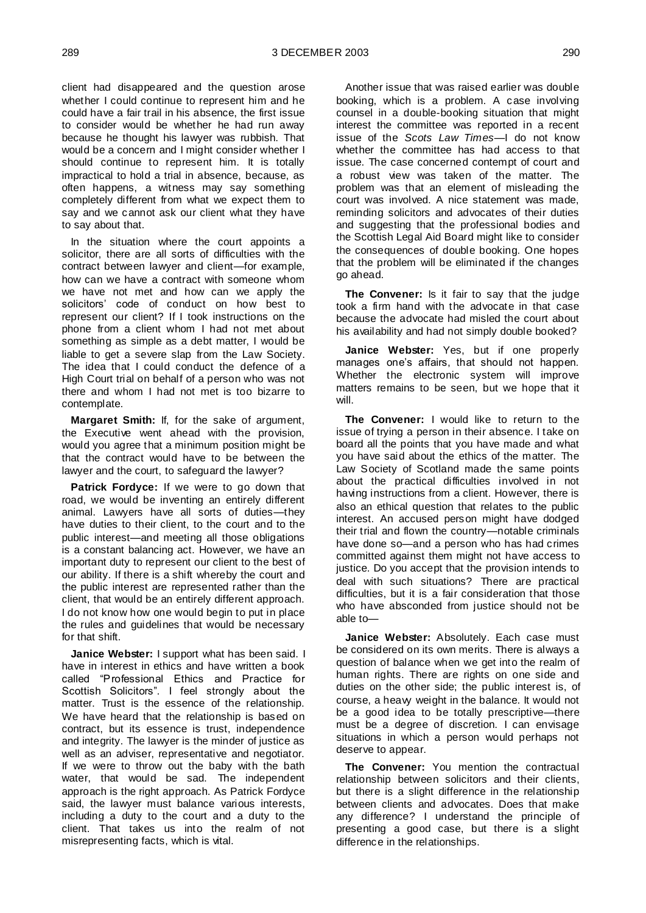client had disappeared and the question arose whether I could continue to represent him and he could have a fair trail in his absence, the first issue to consider would be whether he had run away because he thought his lawyer was rubbish. That would be a concern and I might consider whether I should continue to represent him. It is totally impractical to hold a trial in absence, because, as often happens, a witness may say something completely different from what we expect them to say and we cannot ask our client what they have to say about that.

In the situation where the court appoints a solicitor, there are all sorts of difficulties with the contract between lawyer and client—for example, how can we have a contract with someone whom we have not met and how can we apply the solicitors' code of conduct on how best to represent our client? If I took instructions on the phone from a client whom I had not met about something as simple as a debt matter, I would be liable to get a severe slap from the Law Society. The idea that I could conduct the defence of a High Court trial on behalf of a person who was not there and whom I had not met is too bizarre to contemplate.

**Margaret Smith:** If, for the sake of argument, the Executive went ahead with the provision, would you agree that a minimum position might be that the contract would have to be between the lawyer and the court, to safeguard the lawyer?

**Patrick Fordyce:** If we were to go down that road, we would be inventing an entirely different animal. Lawyers have all sorts of duties—they have duties to their client, to the court and to the public interest—and meeting all those obligations is a constant balancing act. However, we have an important duty to represent our client to the best of our ability. If there is a shift whereby the court and the public interest are represented rather than the client, that would be an entirely different approach. I do not know how one would begin to put in place the rules and guidelines that would be necessary for that shift.

**Janice Webster:** I support what has been said. I have in interest in ethics and have written a book called "Professional Ethics and Practice for Scottish Solicitors". I feel strongly about the matter. Trust is the essence of the relationship. We have heard that the relationship is based on contract, but its essence is trust, independence and integrity. The lawyer is the minder of justice as well as an adviser, representative and negotiator. If we were to throw out the baby with the bath water, that would be sad. The independent approach is the right approach. As Patrick Fordyce said, the lawyer must balance various interests, including a duty to the court and a duty to the client. That takes us into the realm of not misrepresenting facts, which is vital.

Another issue that was raised earlier was double booking, which is a problem. A case involving counsel in a double-booking situation that might interest the committee was reported in a recent issue of the *Scots Law Times*—I do not know whether the committee has had access to that issue. The case concerned contempt of court and a robust view was taken of the matter. The problem was that an element of misleading the court was involved. A nice statement was made, reminding solicitors and advocates of their duties and suggesting that the professional bodies and the Scottish Legal Aid Board might like to consider the consequences of double booking. One hopes that the problem will be eliminated if the changes go ahead.

**The Convener:** Is it fair to say that the judge took a firm hand with the advocate in that case because the advocate had misled the court about his availability and had not simply double booked?

**Janice Webster:** Yes, but if one properly manages one's affairs, that should not happen. Whether the electronic system will improve matters remains to be seen, but we hope that it will.

**The Convener:** I would like to return to the issue of trying a person in their absence. I take on board all the points that you have made and what you have said about the ethics of the matter. The Law Society of Scotland made the same points about the practical difficulties involved in not having instructions from a client. However, there is also an ethical question that relates to the public interest. An accused person might have dodged their trial and flown the country—notable criminals have done so—and a person who has had crimes committed against them might not have access to justice. Do you accept that the provision intends to deal with such situations? There are practical difficulties, but it is a fair consideration that those who have absconded from justice should not be able to—

**Janice Webster:** Absolutely. Each case must be considered on its own merits. There is always a question of balance when we get into the realm of human rights. There are rights on one side and duties on the other side; the public interest is, of course, a heavy weight in the balance. It would not be a good idea to be totally prescriptive—there must be a degree of discretion. I can envisage situations in which a person would perhaps not deserve to appear.

**The Convener:** You mention the contractual relationship between solicitors and their clients, but there is a slight difference in the relationship between clients and advocates. Does that make any difference? I understand the principle of presenting a good case, but there is a slight difference in the relationships.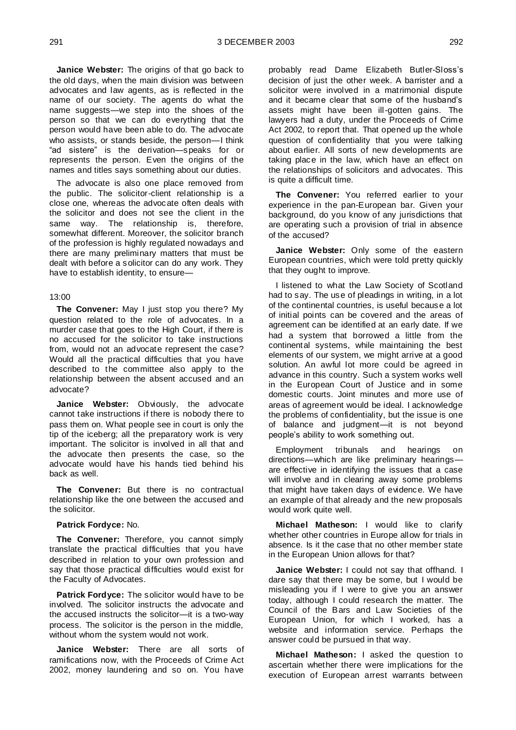**Janice Webster:** The origins of that go back to the old days, when the main division was between advocates and law agents, as is reflected in the name of our society. The agents do what the name suggests—we step into the shoes of the person so that we can do everything that the person would have been able to do. The advocate who assists, or stands beside, the person—I think "ad sistere" is the derivation—speaks for or represents the person. Even the origins of the names and titles says something about our duties.

The advocate is also one place removed from the public. The solicitor-client relationship is a close one, whereas the advocate often deals with the solicitor and does not see the client in the same way. The relationship is, therefore, somewhat different. Moreover, the solicitor branch of the profession is highly regulated nowadays and there are many preliminary matters that must be dealt with before a solicitor can do any work. They have to establish identity, to ensure—

13:00

**The Convener:** May I just stop you there? My question related to the role of advocates. In a murder case that goes to the High Court, if there is no accused for the solicitor to take instructions from, would not an advocate represent the case? Would all the practical difficulties that you have described to the committee also apply to the relationship between the absent accused and an advocate?

**Janice Webster:** Obviously, the advocate cannot take instructions if there is nobody there to pass them on. What people see in court is only the tip of the iceberg; all the preparatory work is very important. The solicitor is involved in all that and the advocate then presents the case, so the advocate would have his hands tied behind his back as well.

**The Convener:** But there is no contractual relationship like the one between the accused and the solicitor.

**Patrick Fordyce:** No.

**The Convener:** Therefore, you cannot simply translate the practical difficulties that you have described in relation to your own profession and say that those practical difficulties would exist for the Faculty of Advocates.

**Patrick Fordyce:** The solicitor would have to be involved. The solicitor instructs the advocate and the accused instructs the solicitor—it is a two-way process. The solicitor is the person in the middle, without whom the system would not work.

**Janice Webster:** There are all sorts of ramifications now, with the Proceeds of Crime Act 2002, money laundering and so on. You have probably read Dame Elizabeth Butler-Sloss's decision of just the other week. A barrister and a solicitor were involved in a matrimonial dispute and it became clear that some of the husband's assets might have been ill-gotten gains. The lawyers had a duty, under the Proceeds of Crime Act 2002, to report that. That opened up the whole question of confidentiality that you were talking about earlier. All sorts of new developments are taking place in the law, which have an effect on the relationships of solicitors and advocates. This is quite a difficult time.

**The Convener:** You referred earlier to your experience in the pan-European bar. Given your background, do you know of any jurisdictions that are operating such a provision of trial in absence of the accused?

**Janice Webster:** Only some of the eastern European countries, which were told pretty quickly that they ought to improve.

I listened to what the Law Society of Scotland had to say. The use of pleadings in writing, in a lot of the continental countries, is useful because a lot of initial points can be covered and the areas of agreement can be identified at an early date. If we had a system that borrowed a little from the continental systems, while maintaining the best elements of our system, we might arrive at a good solution. An awful lot more could be agreed in advance in this country. Such a system works well in the European Court of Justice and in some domestic courts. Joint minutes and more use of areas of agreement would be ideal. I acknowledge the problems of confidentiality, but the issue is one of balance and judgment—it is not beyond people's ability to work something out.

Employment tribunals and hearings on directions—which are like preliminary hearings—are effective in identifying the issues that a case will involve and in clearing away some problems that might have taken days of evidence. We have an example of that already and the new proposals would work quite well.

**Michael Matheson:** I would like to clarify whether other countries in Europe allow for trials in absence. Is it the case that no other member state in the European Union allows for that?

**Janice Webster:** I could not say that offhand. I dare say that there may be some, but I would be misleading you if I were to give you an answer today, although I could research the matter. The Council of the Bars and Law Societies of the European Union, for which I worked, has a website and information service. Perhaps the answer could be pursued in that way.

**Michael Matheson:** I asked the question to ascertain whether there were implications for the execution of European arrest warrants between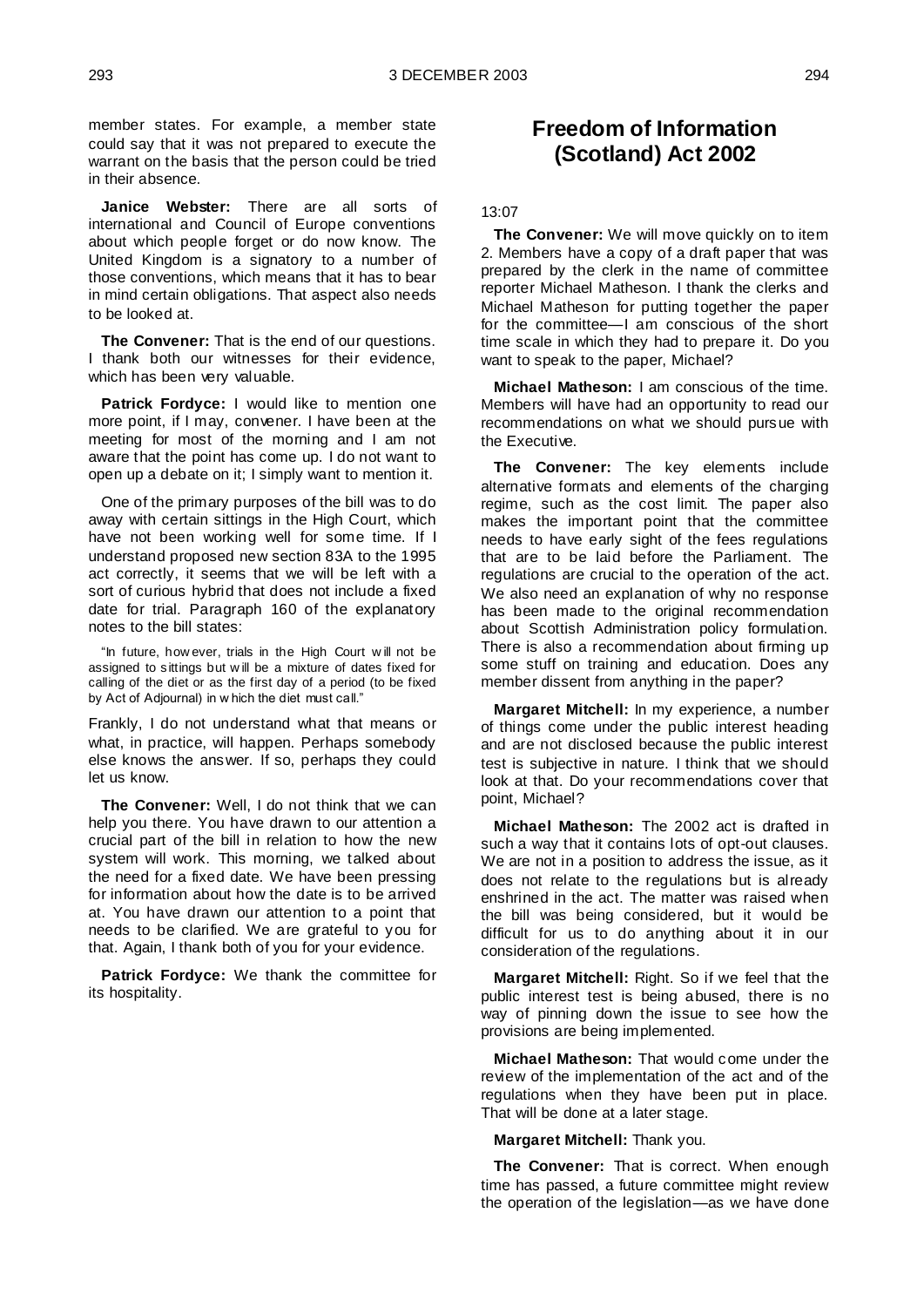member states. For example, a member state could say that it was not prepared to execute the warrant on the basis that the person could be tried in their absence.

**Janice Webster:** There are all sorts of international and Council of Europe conventions about which people forget or do now know. The United Kingdom is a signatory to a number of those conventions, which means that it has to bear in mind certain obligations. That aspect also needs to be looked at.

**The Convener:** That is the end of our questions. I thank both our witnesses for their evidence, which has been very valuable.

**Patrick Fordyce:** I would like to mention one more point, if I may, convener. I have been at the meeting for most of the morning and I am not aware that the point has come up. I do not want to open up a debate on it; I simply want to mention it.

One of the primary purposes of the bill was to do away with certain sittings in the High Court, which have not been working well for some time. If I understand proposed new section 83A to the 1995 act correctly, it seems that we will be left with a sort of curious hybrid that does not include a fixed date for trial. Paragraph 160 of the explanatory notes to the bill states:

> "In future, however, trials in the High Court will not be assigned to sittings but will be a mixture of dates fixed for calling of the diet or as the first day of a period (to be fixed by Act of Adjournal) in which the diet must call."

Frankly, I do not understand what that means or what, in practice, will happen. Perhaps somebody else knows the answer. If so, perhaps they could let us know.

**The Convener:** Well, I do not think that we can help you there. You have drawn to our attention a crucial part of the bill in relation to how the new system will work. This morning, we talked about the need for a fixed date. We have been pressing for information about how the date is to be arrived at. You have drawn our attention to a point that needs to be clarified. We are grateful to you for that. Again, I thank both of you for your evidence.

**Patrick Fordyce:** We thank the committee for its hospitality.

# Freedom of Information (Scotland) Act 2002

13:07

**The Convener:** We will move quickly on to item 2. Members have a copy of a draft paper that was prepared by the clerk in the name of committee reporter Michael Matheson. I thank the clerks and Michael Matheson for putting together the paper for the committee—I am conscious of the short time scale in which they had to prepare it. Do you want to speak to the paper, Michael?

**Michael Matheson:** I am conscious of the time. Members will have had an opportunity to read our recommendations on what we should pursue with the Executive.

**The Convener:** The key elements include alternative formats and elements of the charging regime, such as the cost limit. The paper also makes the important point that the committee needs to have early sight of the fees regulations that are to be laid before the Parliament. The regulations are crucial to the operation of the act. We also need an explanation of why no response has been made to the original recommendation about Scottish Administration policy formulation. There is also a recommendation about firming up some stuff on training and education. Does any member dissent from anything in the paper?

**Margaret Mitchell:** In my experience, a number of things come under the public interest heading and are not disclosed because the public interest test is subjective in nature. I think that we should look at that. Do your recommendations cover that point, Michael?

**Michael Matheson:** The 2002 act is drafted in such a way that it contains lots of opt-out clauses. We are not in a position to address the issue, as it does not relate to the regulations but is already enshrined in the act. The matter was raised when the bill was being considered, but it would be difficult for us to do anything about it in our consideration of the regulations.

**Margaret Mitchell:** Right. So if we feel that the public interest test is being abused, there is no way of pinning down the issue to see how the provisions are being implemented.

**Michael Matheson:** That would come under the review of the implementation of the act and of the regulations when they have been put in place. That will be done at a later stage.

**Margaret Mitchell:** Thank you.

**The Convener:** That is correct. When enough time has passed, a future committee might review the operation of the legislation—as we have done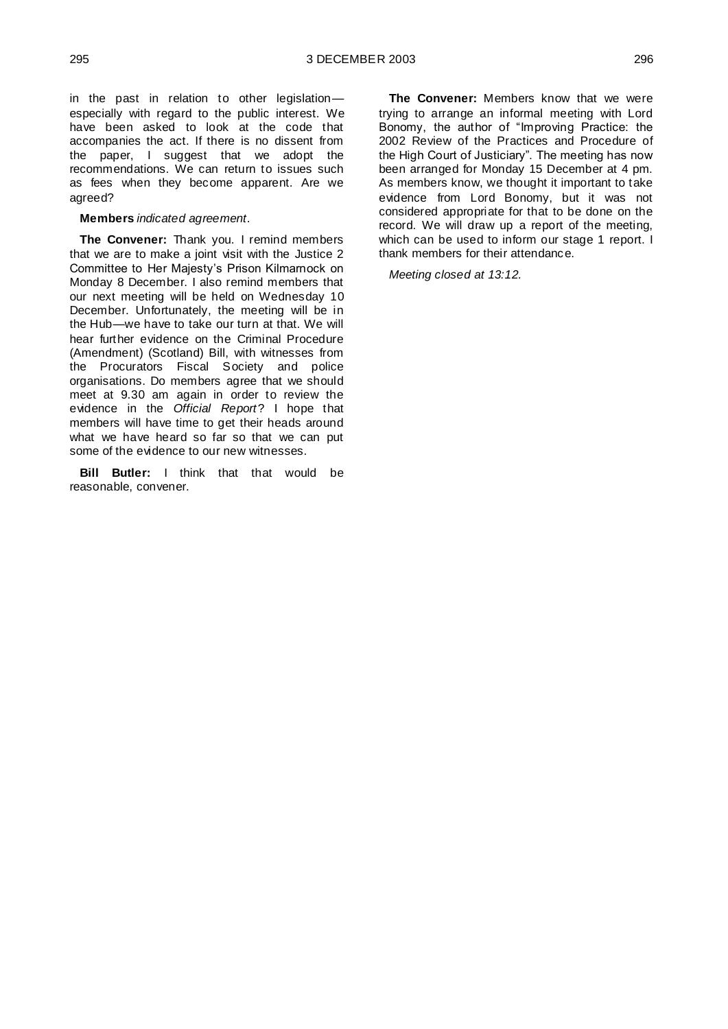in the past in relation to other legislation—especially with regard to the public interest. We have been asked to look at the code that accompanies the act. If there is no dissent from the paper, I suggest that we adopt the recommendations. We can return to issues such as fees when they become apparent. Are we agreed?

**Members** *indicated agreement*.

**The Convener:** Thank you. I remind members that we are to make a joint visit with the Justice 2 Committee to Her Majesty's Prison Kilmarnock on Monday 8 December. I also remind members that our next meeting will be held on Wednesday 10 December. Unfortunately, the meeting will be in the Hub—we have to take our turn at that. We will hear further evidence on the Criminal Procedure (Amendment) (Scotland) Bill, with witnesses from the Procurators Fiscal Society and police organisations. Do members agree that we should meet at 9.30 am again in order to review the evidence in the *Official Report*? I hope that members will have time to get their heads around what we have heard so far so that we can put some of the evidence to our new witnesses.

**Bill Butler:** I think that that would be reasonable, convener.

**The Convener:** Members know that we were trying to arrange an informal meeting with Lord Bonomy, the author of "Improving Practice: the 2002 Review of the Practices and Procedure of the High Court of Justiciary". The meeting has now been arranged for Monday 15 December at 4 pm. As members know, we thought it important to take evidence from Lord Bonomy, but it was not considered appropriate for that to be done on the record. We will draw up a report of the meeting, which can be used to inform our stage 1 report. I thank members for their attendance.

*Meeting closed at 13:12.*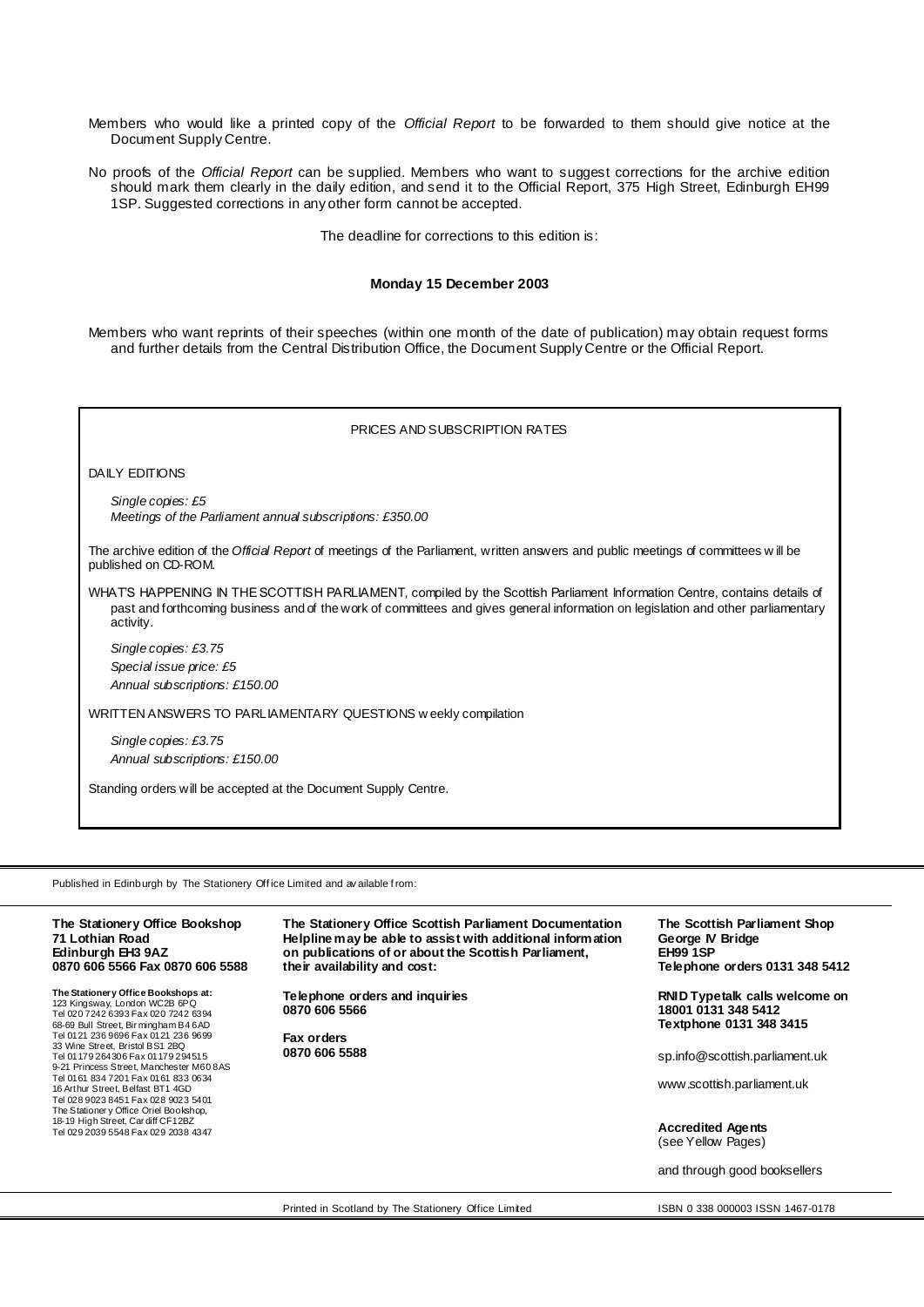Members who would like a printed copy of the *Official Report* to be forwarded to them should give notice at the Document Supply Centre.

No proofs of the *Official Report* can be supplied. Members who want to suggest corrections for the archive edition should mark them clearly in the daily edition, and send it to the Official Report, 375 High Street, Edinburgh EH99 1SP. Suggested corrections in any other form cannot be accepted.

The deadline for corrections to this edition is:

**Monday 15 December 2003**

Members who want reprints of their speeches (within one month of the date of publication) may obtain request forms and further details from the Central Distribution Office, the Document Supply Centre or the Official Report.

PRICES AND SUBSCRIPTION RATES

DAILY EDITIONS

*Single copies: £5*
*Meetings of the Parliament annual subscriptions: £350.00*

The archive edition of the *Official Report* of meetings of the Parliament, written answers and public meetings of committees will be published on CD-ROM.

WHAT'S HAPPENING IN THE SCOTTISH PARLIAMENT, compiled by the Scottish Parliament Information Centre, contains details of past and forthcoming business and of the work of committees and gives general information on legislation and other parliamentary activity.

*Single copies: £3.75*
*Special issue price: £5*
*Annual subscriptions: £150.00*

WRITTEN ANSWERS TO PARLIAMENTARY QUESTIONS weekly compilation

*Single copies: £3.75*
*Annual subscriptions: £150.00*

Standing orders will be accepted at the Document Supply Centre.

Published in Edinburgh by The Stationery Office Limited and available from:

**The Stationery Office Bookshop**
**71 Lothian Road**
**Edinburgh EH3 9AZ**
**0870 606 5566 Fax 0870 606 5588**

**The Stationery Office Bookshops at:**
123 Kingsway, London WC2B 6PQ
Tel 020 7242 6393 Fax 020 7242 6394
68-69 Bull Street, Birmingham B4 6AD
Tel 0121 236 9696 Fax 0121 236 9699
33 Wine Street, Bristol BS1 2BQ
Tel 01179 264306 Fax 01179 294515
9-21 Princess Street, Manchester M60 8AS
Tel 0161 834 7201 Fax 0161 833 0634
16 Arthur Street, Belfast BT1 4GD
Tel 028 9023 8451 Fax 028 9023 5401
The Stationery Office Oriel Bookshop,
18-19 High Street, Cardiff CF12BZ
Tel 029 2039 5548 Fax 029 2038 4347

**The Stationery Office Scottish Parliament Documentation Helpline may be able to assist with additional information on publications of or about the Scottish Parliament, their availability and cost:**

**Telephone orders and inquiries**
**0870 606 5566**

**Fax orders**
**0870 606 5588**

**The Scottish Parliament Shop**
**George IV Bridge**
**EH99 1SP**
**Telephone orders 0131 348 5412**

**RNID Typetalk calls welcome on**
**18001 0131 348 5412**
**Textphone 0131 348 3415**

sp.info@scottish.parliament.uk

www.scottish.parliament.uk

**Accredited Agents**
(see Yellow Pages)

and through good booksellers

Printed in Scotland by The Stationery Office Limited

ISBN 0 338 000003 ISSN 1467-0178